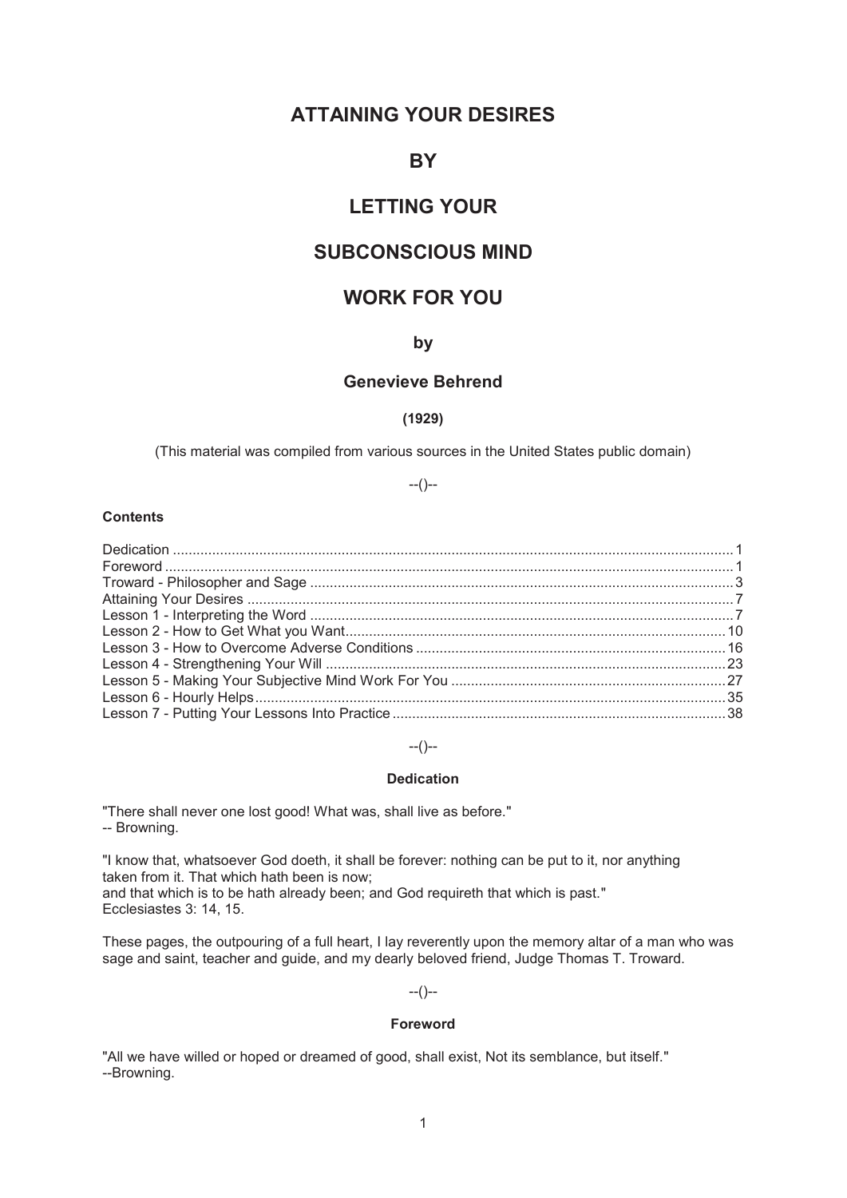# ATTAINING YOUR DESIRES

# BY

# LETTING YOUR

# SUBCONSCIOUS MIND

# WORK FOR YOU

### by

### Genevieve Behrend

**(1929)**

(This material was compiled from various sources in the United States public domain)

--()--

**Contents**

| | |
|---|---|
| Dedication | 1 |
| Foreword | 1 |
| Troward - Philosopher and Sage | 3 |
| Attaining Your Desires | 7 |
| Lesson 1 - Interpreting the Word | 7 |
| Lesson 2 - How to Get What you Want | 10 |
| Lesson 3 - How to Overcome Adverse Conditions | 16 |
| Lesson 4 - Strengthening Your Will | 23 |
| Lesson 5 - Making Your Subjective Mind Work For You | 27 |
| Lesson 6 - Hourly Helps | 35 |
| Lesson 7 - Putting Your Lessons Into Practice | 38 |

--()--

## Dedication

"There shall never one lost good! What was, shall live as before."
-- Browning.

"I know that, whatsoever God doeth, it shall be forever: nothing can be put to it, nor anything taken from it. That which hath been is now;
and that which is to be hath already been; and God requireth that which is past."
Ecclesiastes 3: 14, 15.

These pages, the outpouring of a full heart, I lay reverently upon the memory altar of a man who was sage and saint, teacher and guide, and my dearly beloved friend, Judge Thomas T. Troward.

--()--

## Foreword

"All we have willed or hoped or dreamed of good, shall exist, Not its semblance, but itself."
--Browning.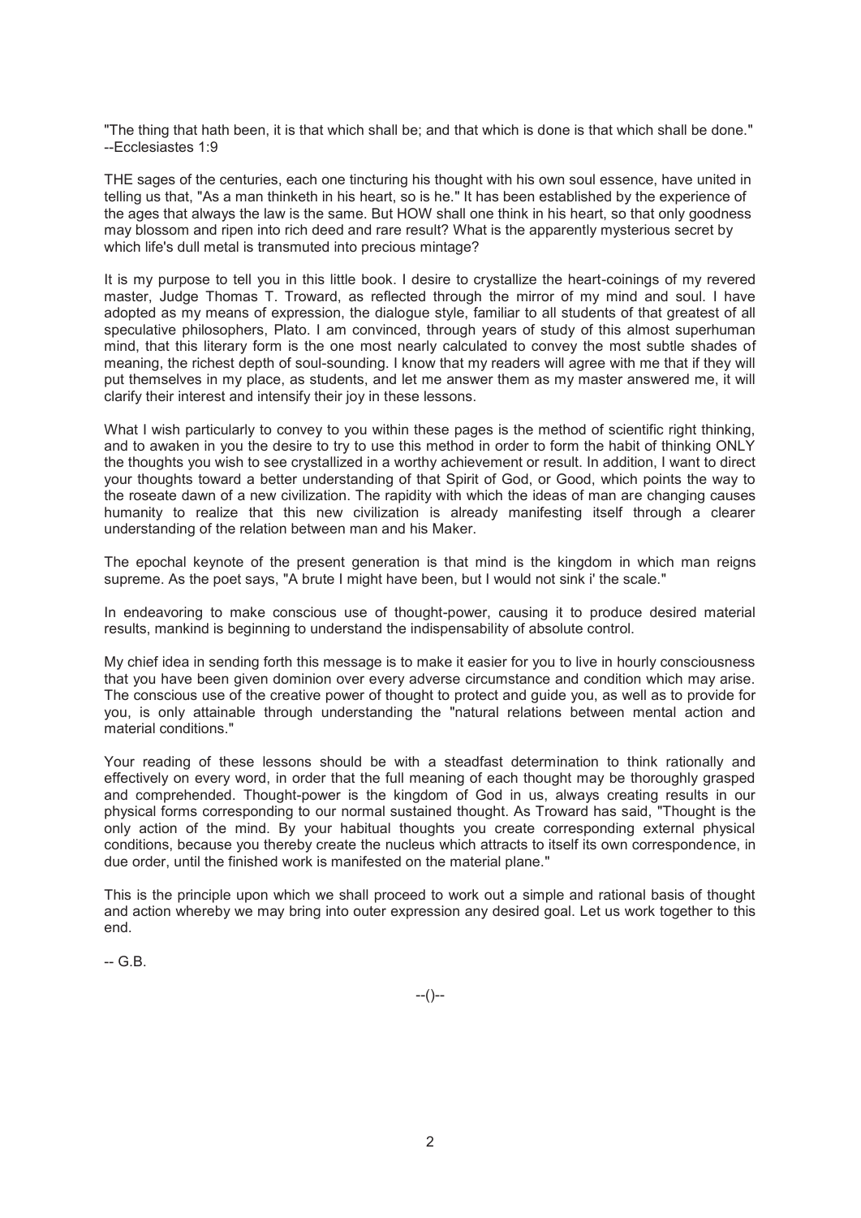"The thing that hath been, it is that which shall be; and that which is done is that which shall be done."
--Ecclesiastes 1:9

THE sages of the centuries, each one tincturing his thought with his own soul essence, have united in telling us that, "As a man thinketh in his heart, so is he." It has been established by the experience of the ages that always the law is the same. But HOW shall one think in his heart, so that only goodness may blossom and ripen into rich deed and rare result? What is the apparently mysterious secret by which life's dull metal is transmuted into precious mintage?

It is my purpose to tell you in this little book. I desire to crystallize the heart-coinings of my revered master, Judge Thomas T. Troward, as reflected through the mirror of my mind and soul. I have adopted as my means of expression, the dialogue style, familiar to all students of that greatest of all speculative philosophers, Plato. I am convinced, through years of study of this almost superhuman mind, that this literary form is the one most nearly calculated to convey the most subtle shades of meaning, the richest depth of soul-sounding. I know that my readers will agree with me that if they will put themselves in my place, as students, and let me answer them as my master answered me, it will clarify their interest and intensify their joy in these lessons.

What I wish particularly to convey to you within these pages is the method of scientific right thinking, and to awaken in you the desire to try to use this method in order to form the habit of thinking ONLY the thoughts you wish to see crystallized in a worthy achievement or result. In addition, I want to direct your thoughts toward a better understanding of that Spirit of God, or Good, which points the way to the roseate dawn of a new civilization. The rapidity with which the ideas of man are changing causes humanity to realize that this new civilization is already manifesting itself through a clearer understanding of the relation between man and his Maker.

The epochal keynote of the present generation is that mind is the kingdom in which man reigns supreme. As the poet says, "A brute I might have been, but I would not sink i' the scale."

In endeavoring to make conscious use of thought-power, causing it to produce desired material results, mankind is beginning to understand the indispensability of absolute control.

My chief idea in sending forth this message is to make it easier for you to live in hourly consciousness that you have been given dominion over every adverse circumstance and condition which may arise. The conscious use of the creative power of thought to protect and guide you, as well as to provide for you, is only attainable through understanding the "natural relations between mental action and material conditions."

Your reading of these lessons should be with a steadfast determination to think rationally and effectively on every word, in order that the full meaning of each thought may be thoroughly grasped and comprehended. Thought-power is the kingdom of God in us, always creating results in our physical forms corresponding to our normal sustained thought. As Troward has said, "Thought is the only action of the mind. By your habitual thoughts you create corresponding external physical conditions, because you thereby create the nucleus which attracts to itself its own correspondence, in due order, until the finished work is manifested on the material plane."

This is the principle upon which we shall proceed to work out a simple and rational basis of thought and action whereby we may bring into outer expression any desired goal. Let us work together to this end.

-- G.B.

--()--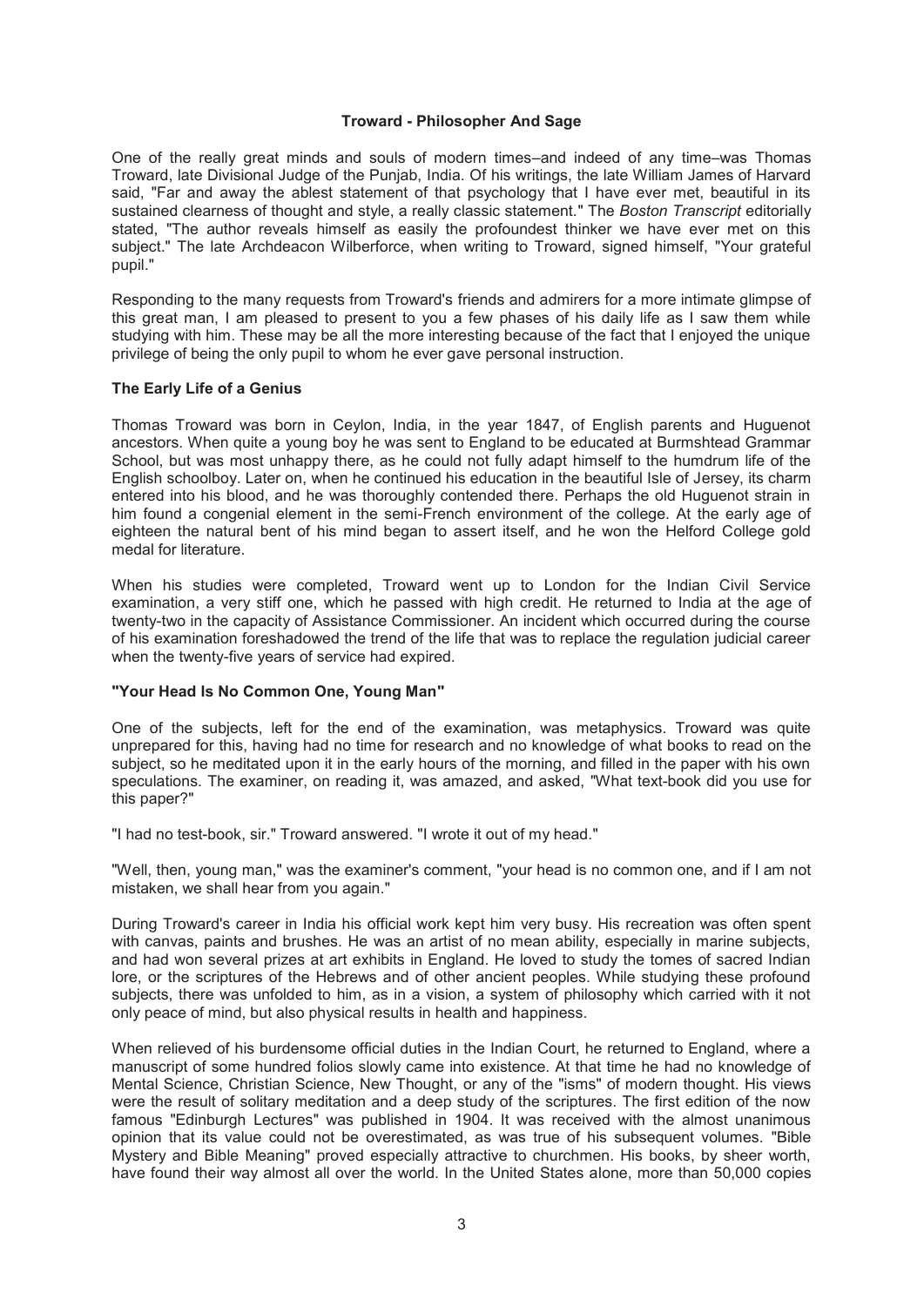## Troward - Philosopher And Sage

One of the really great minds and souls of modern times–and indeed of any time–was Thomas Troward, late Divisional Judge of the Punjab, India. Of his writings, the late William James of Harvard said, "Far and away the ablest statement of that psychology that I have ever met, beautiful in its sustained clearness of thought and style, a really classic statement." The *Boston Transcript* editorially stated, "The author reveals himself as easily the profoundest thinker we have ever met on this subject." The late Archdeacon Wilberforce, when writing to Troward, signed himself, "Your grateful pupil."

Responding to the many requests from Troward's friends and admirers for a more intimate glimpse of this great man, I am pleased to present to you a few phases of his daily life as I saw them while studying with him. These may be all the more interesting because of the fact that I enjoyed the unique privilege of being the only pupil to whom he ever gave personal instruction.

### The Early Life of a Genius

Thomas Troward was born in Ceylon, India, in the year 1847, of English parents and Huguenot ancestors. When quite a young boy he was sent to England to be educated at Burmshtead Grammar School, but was most unhappy there, as he could not fully adapt himself to the humdrum life of the English schoolboy. Later on, when he continued his education in the beautiful Isle of Jersey, its charm entered into his blood, and he was thoroughly contended there. Perhaps the old Huguenot strain in him found a congenial element in the semi-French environment of the college. At the early age of eighteen the natural bent of his mind began to assert itself, and he won the Helford College gold medal for literature.

When his studies were completed, Troward went up to London for the Indian Civil Service examination, a very stiff one, which he passed with high credit. He returned to India at the age of twenty-two in the capacity of Assistance Commissioner. An incident which occurred during the course of his examination foreshadowed the trend of the life that was to replace the regulation judicial career when the twenty-five years of service had expired.

### "Your Head Is No Common One, Young Man"

One of the subjects, left for the end of the examination, was metaphysics. Troward was quite unprepared for this, having had no time for research and no knowledge of what books to read on the subject, so he meditated upon it in the early hours of the morning, and filled in the paper with his own speculations. The examiner, on reading it, was amazed, and asked, "What text-book did you use for this paper?"

"I had no test-book, sir." Troward answered. "I wrote it out of my head."

"Well, then, young man," was the examiner's comment, "your head is no common one, and if I am not mistaken, we shall hear from you again."

During Troward's career in India his official work kept him very busy. His recreation was often spent with canvas, paints and brushes. He was an artist of no mean ability, especially in marine subjects, and had won several prizes at art exhibits in England. He loved to study the tomes of sacred Indian lore, or the scriptures of the Hebrews and of other ancient peoples. While studying these profound subjects, there was unfolded to him, as in a vision, a system of philosophy which carried with it not only peace of mind, but also physical results in health and happiness.

When relieved of his burdensome official duties in the Indian Court, he returned to England, where a manuscript of some hundred folios slowly came into existence. At that time he had no knowledge of Mental Science, Christian Science, New Thought, or any of the "isms" of modern thought. His views were the result of solitary meditation and a deep study of the scriptures. The first edition of the now famous "Edinburgh Lectures" was published in 1904. It was received with the almost unanimous opinion that its value could not be overestimated, as was true of his subsequent volumes. "Bible Mystery and Bible Meaning" proved especially attractive to churchmen. His books, by sheer worth, have found their way almost all over the world. In the United States alone, more than 50,000 copies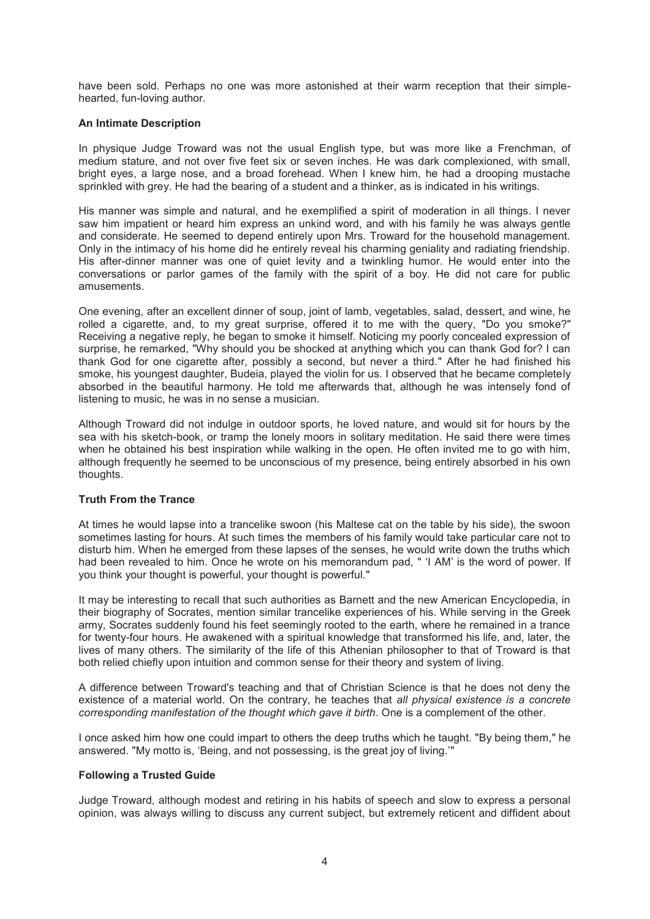have been sold. Perhaps no one was more astonished at their warm reception that their simple-hearted, fun-loving author.

### An Intimate Description

In physique Judge Troward was not the usual English type, but was more like a Frenchman, of medium stature, and not over five feet six or seven inches. He was dark complexioned, with small, bright eyes, a large nose, and a broad forehead. When I knew him, he had a drooping mustache sprinkled with grey. He had the bearing of a student and a thinker, as is indicated in his writings.

His manner was simple and natural, and he exemplified a spirit of moderation in all things. I never saw him impatient or heard him express an unkind word, and with his family he was always gentle and considerate. He seemed to depend entirely upon Mrs. Troward for the household management. Only in the intimacy of his home did he entirely reveal his charming geniality and radiating friendship. His after-dinner manner was one of quiet levity and a twinkling humor. He would enter into the conversations or parlor games of the family with the spirit of a boy. He did not care for public amusements.

One evening, after an excellent dinner of soup, joint of lamb, vegetables, salad, dessert, and wine, he rolled a cigarette, and, to my great surprise, offered it to me with the query, "Do you smoke?" Receiving a negative reply, he began to smoke it himself. Noticing my poorly concealed expression of surprise, he remarked, "Why should you be shocked at anything which you can thank God for? I can thank God for one cigarette after, possibly a second, but never a third." After he had finished his smoke, his youngest daughter, Budeia, played the violin for us. I observed that he became completely absorbed in the beautiful harmony. He told me afterwards that, although he was intensely fond of listening to music, he was in no sense a musician.

Although Troward did not indulge in outdoor sports, he loved nature, and would sit for hours by the sea with his sketch-book, or tramp the lonely moors in solitary meditation. He said there were times when he obtained his best inspiration while walking in the open. He often invited me to go with him, although frequently he seemed to be unconscious of my presence, being entirely absorbed in his own thoughts.

### Truth From the Trance

At times he would lapse into a trancelike swoon (his Maltese cat on the table by his side), the swoon sometimes lasting for hours. At such times the members of his family would take particular care not to disturb him. When he emerged from these lapses of the senses, he would write down the truths which had been revealed to him. Once he wrote on his memorandum pad, " 'I AM' is the word of power. If you think your thought is powerful, your thought is powerful."

It may be interesting to recall that such authorities as Barnett and the new American Encyclopedia, in their biography of Socrates, mention similar trancelike experiences of his. While serving in the Greek army, Socrates suddenly found his feet seemingly rooted to the earth, where he remained in a trance for twenty-four hours. He awakened with a spiritual knowledge that transformed his life, and, later, the lives of many others. The similarity of the life of this Athenian philosopher to that of Troward is that both relied chiefly upon intuition and common sense for their theory and system of living.

A difference between Troward's teaching and that of Christian Science is that he does not deny the existence of a material world. On the contrary, he teaches that *all physical existence is a concrete corresponding manifestation of the thought which gave it birth*. One is a complement of the other.

I once asked him how one could impart to others the deep truths which he taught. "By being them," he answered. "My motto is, 'Being, and not possessing, is the great joy of living.'"

### Following a Trusted Guide

Judge Troward, although modest and retiring in his habits of speech and slow to express a personal opinion, was always willing to discuss any current subject, but extremely reticent and diffident about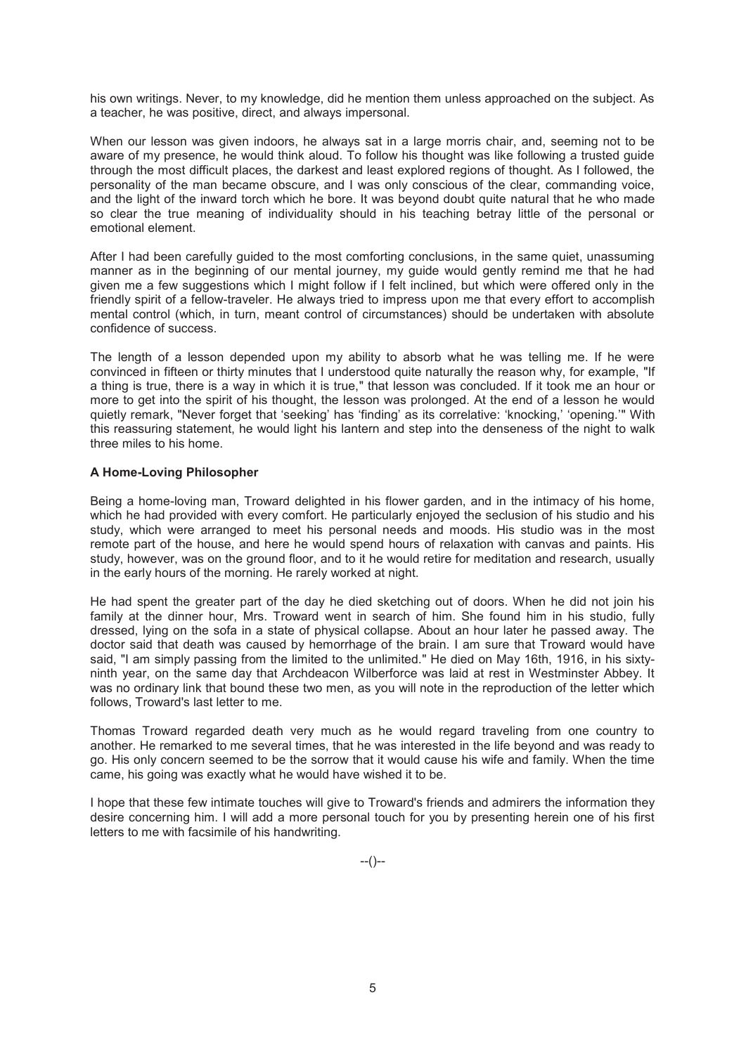his own writings. Never, to my knowledge, did he mention them unless approached on the subject. As a teacher, he was positive, direct, and always impersonal.

When our lesson was given indoors, he always sat in a large morris chair, and, seeming not to be aware of my presence, he would think aloud. To follow his thought was like following a trusted guide through the most difficult places, the darkest and least explored regions of thought. As I followed, the personality of the man became obscure, and I was only conscious of the clear, commanding voice, and the light of the inward torch which he bore. It was beyond doubt quite natural that he who made so clear the true meaning of individuality should in his teaching betray little of the personal or emotional element.

After I had been carefully guided to the most comforting conclusions, in the same quiet, unassuming manner as in the beginning of our mental journey, my guide would gently remind me that he had given me a few suggestions which I might follow if I felt inclined, but which were offered only in the friendly spirit of a fellow-traveler. He always tried to impress upon me that every effort to accomplish mental control (which, in turn, meant control of circumstances) should be undertaken with absolute confidence of success.

The length of a lesson depended upon my ability to absorb what he was telling me. If he were convinced in fifteen or thirty minutes that I understood quite naturally the reason why, for example, "If a thing is true, there is a way in which it is true," that lesson was concluded. If it took me an hour or more to get into the spirit of his thought, the lesson was prolonged. At the end of a lesson he would quietly remark, "Never forget that 'seeking' has 'finding' as its correlative: 'knocking,' 'opening.'" With this reassuring statement, he would light his lantern and step into the denseness of the night to walk three miles to his home.

**A Home-Loving Philosopher**

Being a home-loving man, Troward delighted in his flower garden, and in the intimacy of his home, which he had provided with every comfort. He particularly enjoyed the seclusion of his studio and his study, which were arranged to meet his personal needs and moods. His studio was in the most remote part of the house, and here he would spend hours of relaxation with canvas and paints. His study, however, was on the ground floor, and to it he would retire for meditation and research, usually in the early hours of the morning. He rarely worked at night.

He had spent the greater part of the day he died sketching out of doors. When he did not join his family at the dinner hour, Mrs. Troward went in search of him. She found him in his studio, fully dressed, lying on the sofa in a state of physical collapse. About an hour later he passed away. The doctor said that death was caused by hemorrhage of the brain. I am sure that Troward would have said, "I am simply passing from the limited to the unlimited." He died on May 16th, 1916, in his sixty-ninth year, on the same day that Archdeacon Wilberforce was laid at rest in Westminster Abbey. It was no ordinary link that bound these two men, as you will note in the reproduction of the letter which follows, Troward's last letter to me.

Thomas Troward regarded death very much as he would regard traveling from one country to another. He remarked to me several times, that he was interested in the life beyond and was ready to go. His only concern seemed to be the sorrow that it would cause his wife and family. When the time came, his going was exactly what he would have wished it to be.

I hope that these few intimate touches will give to Troward's friends and admirers the information they desire concerning him. I will add a more personal touch for you by presenting herein one of his first letters to me with facsimile of his handwriting.

--()--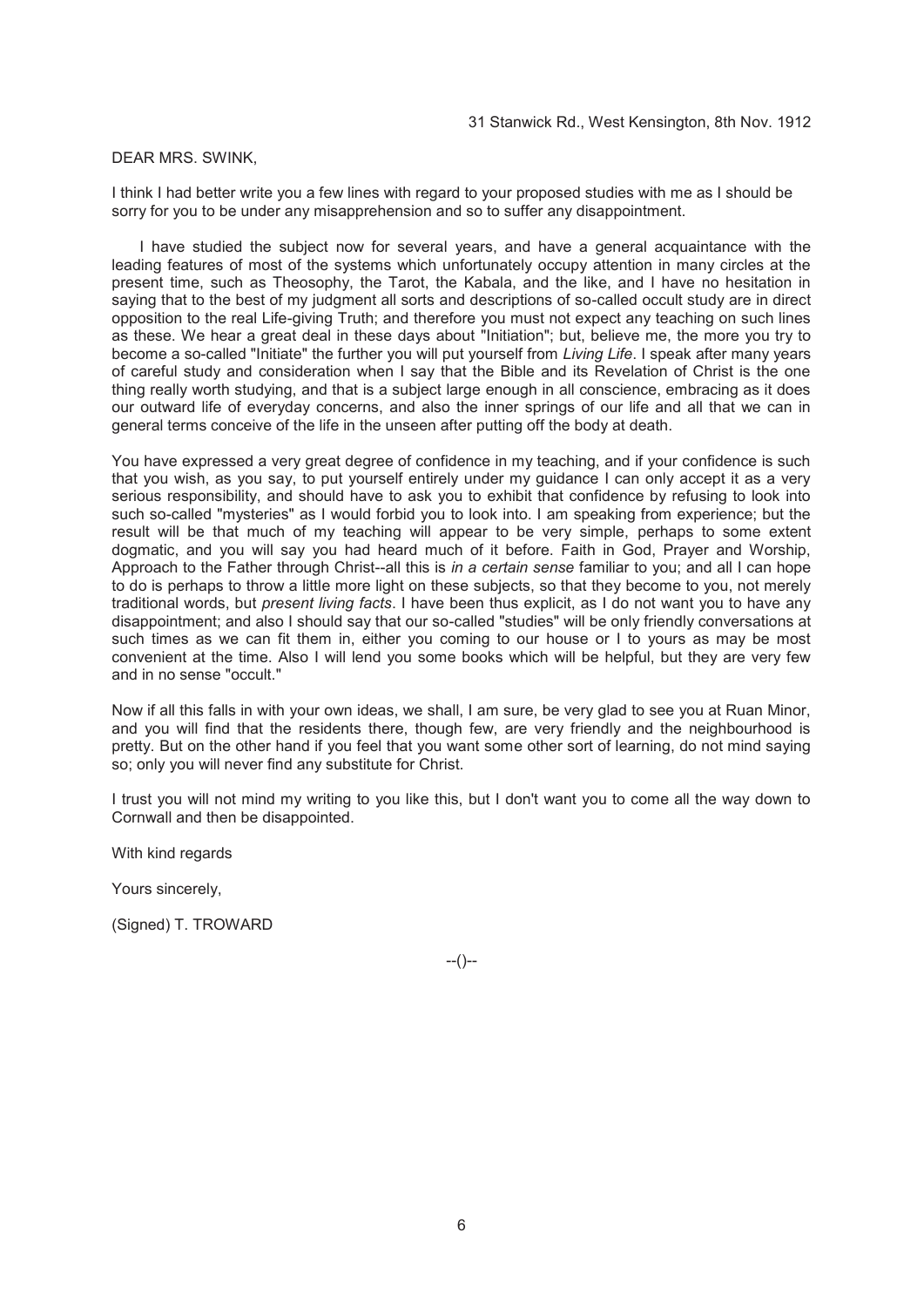31 Stanwick Rd., West Kensington, 8th Nov. 1912

DEAR MRS. SWINK,

I think I had better write you a few lines with regard to your proposed studies with me as I should be sorry for you to be under any misapprehension and so to suffer any disappointment.

I have studied the subject now for several years, and have a general acquaintance with the leading features of most of the systems which unfortunately occupy attention in many circles at the present time, such as Theosophy, the Tarot, the Kabala, and the like, and I have no hesitation in saying that to the best of my judgment all sorts and descriptions of so-called occult study are in direct opposition to the real Life-giving Truth; and therefore you must not expect any teaching on such lines as these. We hear a great deal in these days about "Initiation"; but, believe me, the more you try to become a so-called "Initiate" the further you will put yourself from *Living Life*. I speak after many years of careful study and consideration when I say that the Bible and its Revelation of Christ is the one thing really worth studying, and that is a subject large enough in all conscience, embracing as it does our outward life of everyday concerns, and also the inner springs of our life and all that we can in general terms conceive of the life in the unseen after putting off the body at death.

You have expressed a very great degree of confidence in my teaching, and if your confidence is such that you wish, as you say, to put yourself entirely under my guidance I can only accept it as a very serious responsibility, and should have to ask you to exhibit that confidence by refusing to look into such so-called "mysteries" as I would forbid you to look into. I am speaking from experience; but the result will be that much of my teaching will appear to be very simple, perhaps to some extent dogmatic, and you will say you had heard much of it before. Faith in God, Prayer and Worship, Approach to the Father through Christ--all this is *in a certain sense* familiar to you; and all I can hope to do is perhaps to throw a little more light on these subjects, so that they become to you, not merely traditional words, but *present living facts*. I have been thus explicit, as I do not want you to have any disappointment; and also I should say that our so-called "studies" will be only friendly conversations at such times as we can fit them in, either you coming to our house or I to yours as may be most convenient at the time. Also I will lend you some books which will be helpful, but they are very few and in no sense "occult."

Now if all this falls in with your own ideas, we shall, I am sure, be very glad to see you at Ruan Minor, and you will find that the residents there, though few, are very friendly and the neighbourhood is pretty. But on the other hand if you feel that you want some other sort of learning, do not mind saying so; only you will never find any substitute for Christ.

I trust you will not mind my writing to you like this, but I don't want you to come all the way down to Cornwall and then be disappointed.

With kind regards

Yours sincerely,

(Signed) T. TROWARD

--()--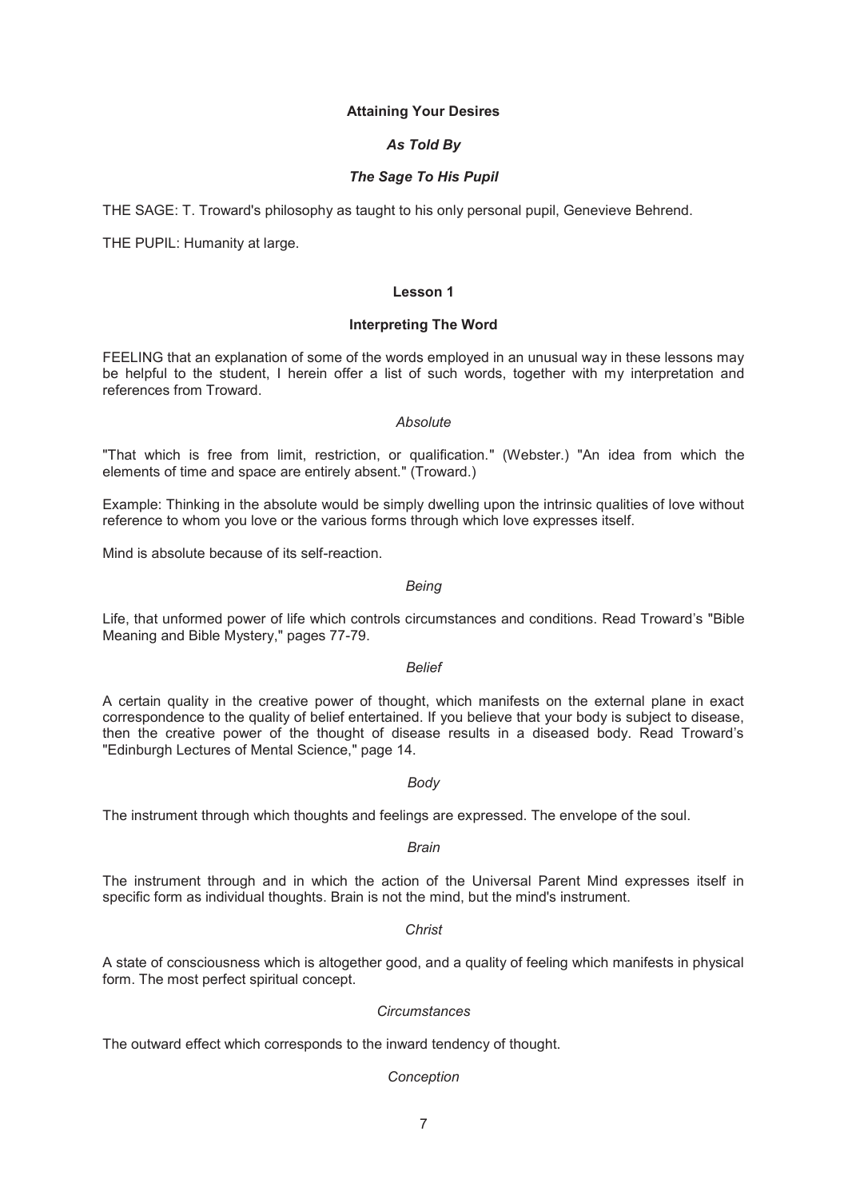## Attaining Your Desires

### *As Told By*

### *The Sage To His Pupil*

THE SAGE: T. Troward's philosophy as taught to his only personal pupil, Genevieve Behrend.

THE PUPIL: Humanity at large.

## Lesson 1

### Interpreting The Word

FEELING that an explanation of some of the words employed in an unusual way in these lessons may be helpful to the student, I herein offer a list of such words, together with my interpretation and references from Troward.

#### *Absolute*

"That which is free from limit, restriction, or qualification." (Webster.) "An idea from which the elements of time and space are entirely absent." (Troward.)

Example: Thinking in the absolute would be simply dwelling upon the intrinsic qualities of love without reference to whom you love or the various forms through which love expresses itself.

Mind is absolute because of its self-reaction.

#### *Being*

Life, that unformed power of life which controls circumstances and conditions. Read Troward's "Bible Meaning and Bible Mystery," pages 77-79.

#### *Belief*

A certain quality in the creative power of thought, which manifests on the external plane in exact correspondence to the quality of belief entertained. If you believe that your body is subject to disease, then the creative power of the thought of disease results in a diseased body. Read Troward's "Edinburgh Lectures of Mental Science," page 14.

#### *Body*

The instrument through which thoughts and feelings are expressed. The envelope of the soul.

#### *Brain*

The instrument through and in which the action of the Universal Parent Mind expresses itself in specific form as individual thoughts. Brain is not the mind, but the mind's instrument.

#### *Christ*

A state of consciousness which is altogether good, and a quality of feeling which manifests in physical form. The most perfect spiritual concept.

#### *Circumstances*

The outward effect which corresponds to the inward tendency of thought.

#### *Conception*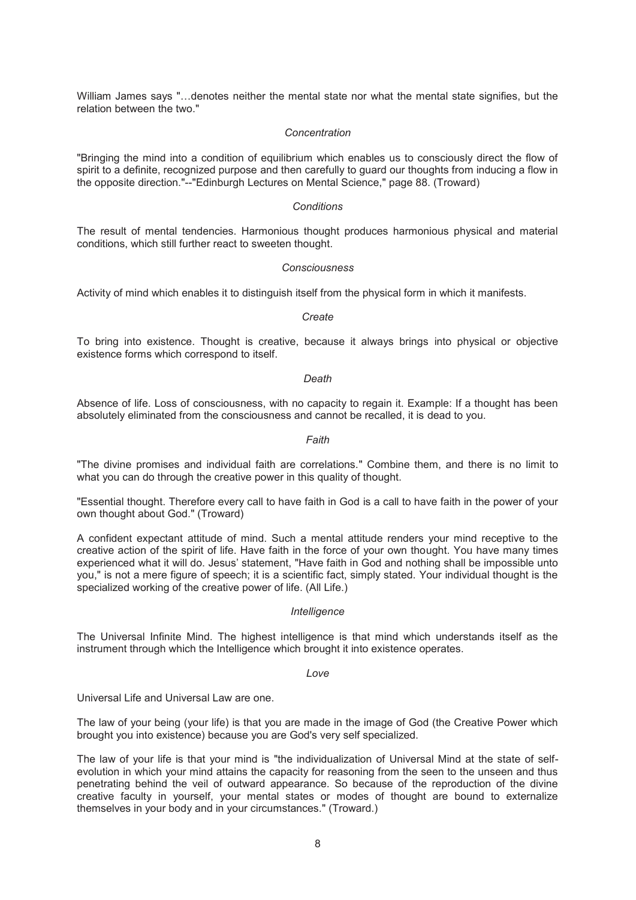William James says "…denotes neither the mental state nor what the mental state signifies, but the relation between the two."

*Concentration*

"Bringing the mind into a condition of equilibrium which enables us to consciously direct the flow of spirit to a definite, recognized purpose and then carefully to guard our thoughts from inducing a flow in the opposite direction."--"Edinburgh Lectures on Mental Science," page 88. (Troward)

*Conditions*

The result of mental tendencies. Harmonious thought produces harmonious physical and material conditions, which still further react to sweeten thought.

*Consciousness*

Activity of mind which enables it to distinguish itself from the physical form in which it manifests.

*Create*

To bring into existence. Thought is creative, because it always brings into physical or objective existence forms which correspond to itself.

*Death*

Absence of life. Loss of consciousness, with no capacity to regain it. Example: If a thought has been absolutely eliminated from the consciousness and cannot be recalled, it is dead to you.

*Faith*

"The divine promises and individual faith are correlations." Combine them, and there is no limit to what you can do through the creative power in this quality of thought.

"Essential thought. Therefore every call to have faith in God is a call to have faith in the power of your own thought about God." (Troward)

A confident expectant attitude of mind. Such a mental attitude renders your mind receptive to the creative action of the spirit of life. Have faith in the force of your own thought. You have many times experienced what it will do. Jesus' statement, "Have faith in God and nothing shall be impossible unto you," is not a mere figure of speech; it is a scientific fact, simply stated. Your individual thought is the specialized working of the creative power of life. (All Life.)

*Intelligence*

The Universal Infinite Mind. The highest intelligence is that mind which understands itself as the instrument through which the Intelligence which brought it into existence operates.

*Love*

Universal Life and Universal Law are one.

The law of your being (your life) is that you are made in the image of God (the Creative Power which brought you into existence) because you are God's very self specialized.

The law of your life is that your mind is "the individualization of Universal Mind at the state of self-evolution in which your mind attains the capacity for reasoning from the seen to the unseen and thus penetrating behind the veil of outward appearance. So because of the reproduction of the divine creative faculty in yourself, your mental states or modes of thought are bound to externalize themselves in your body and in your circumstances." (Troward.)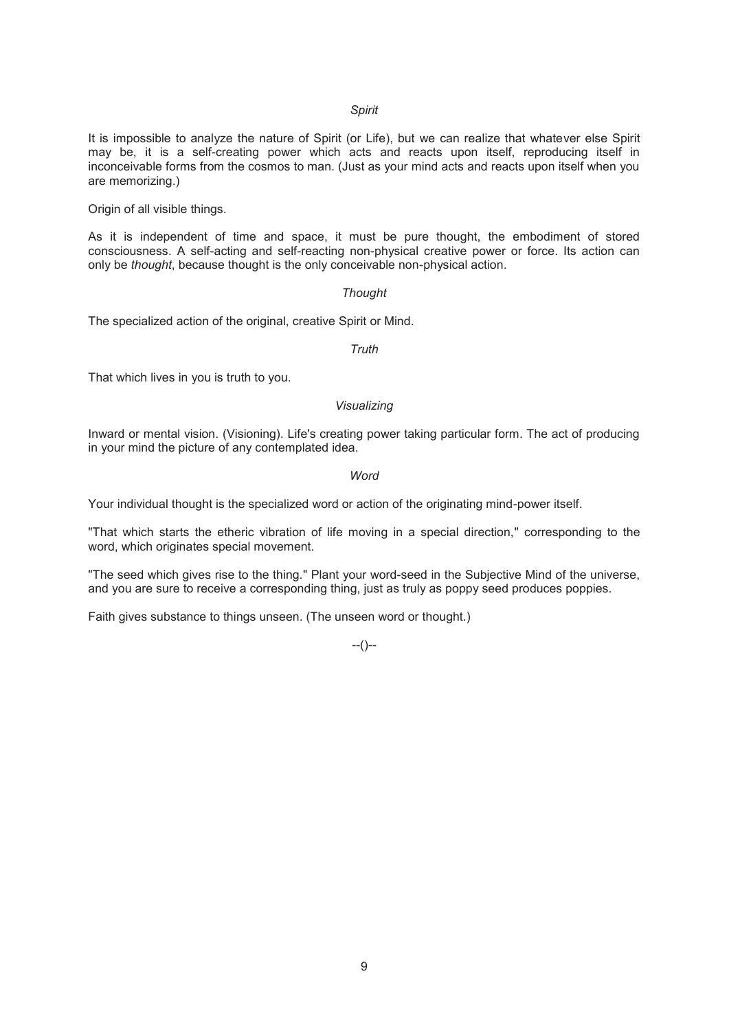*Spirit*

It is impossible to analyze the nature of Spirit (or Life), but we can realize that whatever else Spirit may be, it is a self-creating power which acts and reacts upon itself, reproducing itself in inconceivable forms from the cosmos to man. (Just as your mind acts and reacts upon itself when you are memorizing.)

Origin of all visible things.

As it is independent of time and space, it must be pure thought, the embodiment of stored consciousness. A self-acting and self-reacting non-physical creative power or force. Its action can only be *thought*, because thought is the only conceivable non-physical action.

*Thought*

The specialized action of the original, creative Spirit or Mind.

*Truth*

That which lives in you is truth to you.

*Visualizing*

Inward or mental vision. (Visioning). Life's creating power taking particular form. The act of producing in your mind the picture of any contemplated idea.

*Word*

Your individual thought is the specialized word or action of the originating mind-power itself.

"That which starts the etheric vibration of life moving in a special direction," corresponding to the word, which originates special movement.

"The seed which gives rise to the thing." Plant your word-seed in the Subjective Mind of the universe, and you are sure to receive a corresponding thing, just as truly as poppy seed produces poppies.

Faith gives substance to things unseen. (The unseen word or thought.)

--()--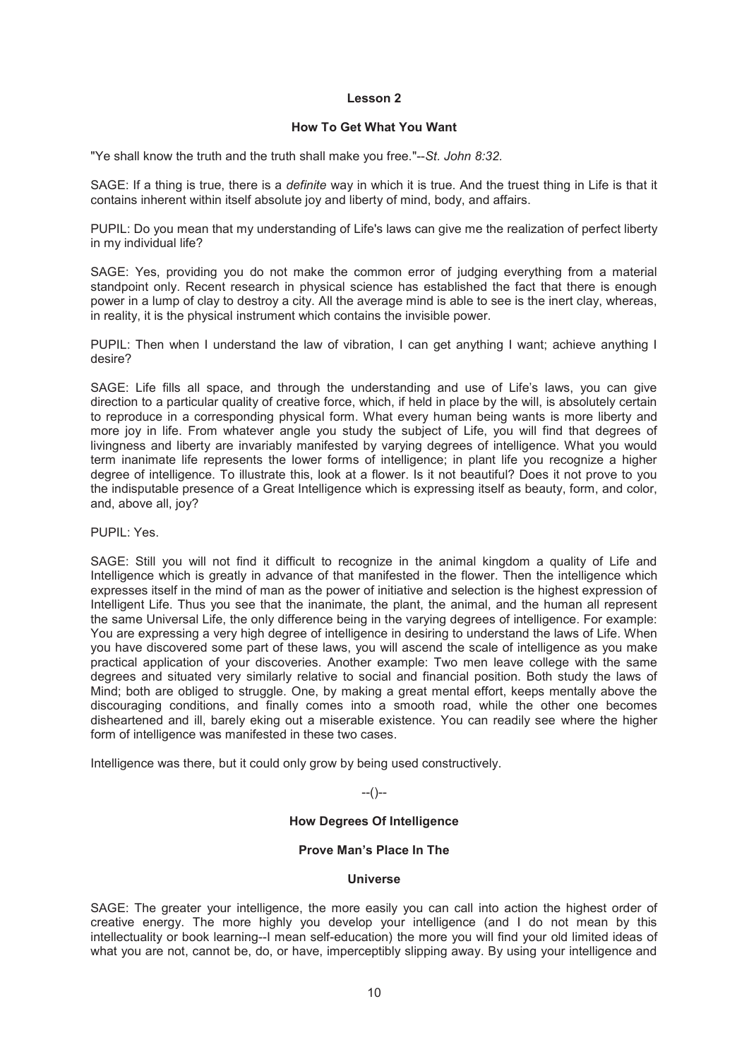## Lesson 2

### How To Get What You Want

"Ye shall know the truth and the truth shall make you free."--*St. John 8:32.*

SAGE: If a thing is true, there is a *definite* way in which it is true. And the truest thing in Life is that it contains inherent within itself absolute joy and liberty of mind, body, and affairs.

PUPIL: Do you mean that my understanding of Life's laws can give me the realization of perfect liberty in my individual life?

SAGE: Yes, providing you do not make the common error of judging everything from a material standpoint only. Recent research in physical science has established the fact that there is enough power in a lump of clay to destroy a city. All the average mind is able to see is the inert clay, whereas, in reality, it is the physical instrument which contains the invisible power.

PUPIL: Then when I understand the law of vibration, I can get anything I want; achieve anything I desire?

SAGE: Life fills all space, and through the understanding and use of Life's laws, you can give direction to a particular quality of creative force, which, if held in place by the will, is absolutely certain to reproduce in a corresponding physical form. What every human being wants is more liberty and more joy in life. From whatever angle you study the subject of Life, you will find that degrees of livingness and liberty are invariably manifested by varying degrees of intelligence. What you would term inanimate life represents the lower forms of intelligence; in plant life you recognize a higher degree of intelligence. To illustrate this, look at a flower. Is it not beautiful? Does it not prove to you the indisputable presence of a Great Intelligence which is expressing itself as beauty, form, and color, and, above all, joy?

PUPIL: Yes.

SAGE: Still you will not find it difficult to recognize in the animal kingdom a quality of Life and Intelligence which is greatly in advance of that manifested in the flower. Then the intelligence which expresses itself in the mind of man as the power of initiative and selection is the highest expression of Intelligent Life. Thus you see that the inanimate, the plant, the animal, and the human all represent the same Universal Life, the only difference being in the varying degrees of intelligence. For example: You are expressing a very high degree of intelligence in desiring to understand the laws of Life. When you have discovered some part of these laws, you will ascend the scale of intelligence as you make practical application of your discoveries. Another example: Two men leave college with the same degrees and situated very similarly relative to social and financial position. Both study the laws of Mind; both are obliged to struggle. One, by making a great mental effort, keeps mentally above the discouraging conditions, and finally comes into a smooth road, while the other one becomes disheartened and ill, barely eking out a miserable existence. You can readily see where the higher form of intelligence was manifested in these two cases.

Intelligence was there, but it could only grow by being used constructively.

--()--

### How Degrees Of Intelligence Prove Man's Place In The Universe

SAGE: The greater your intelligence, the more easily you can call into action the highest order of creative energy. The more highly you develop your intelligence (and I do not mean by this intellectuality or book learning--I mean self-education) the more you will find your old limited ideas of what you are not, cannot be, do, or have, imperceptibly slipping away. By using your intelligence and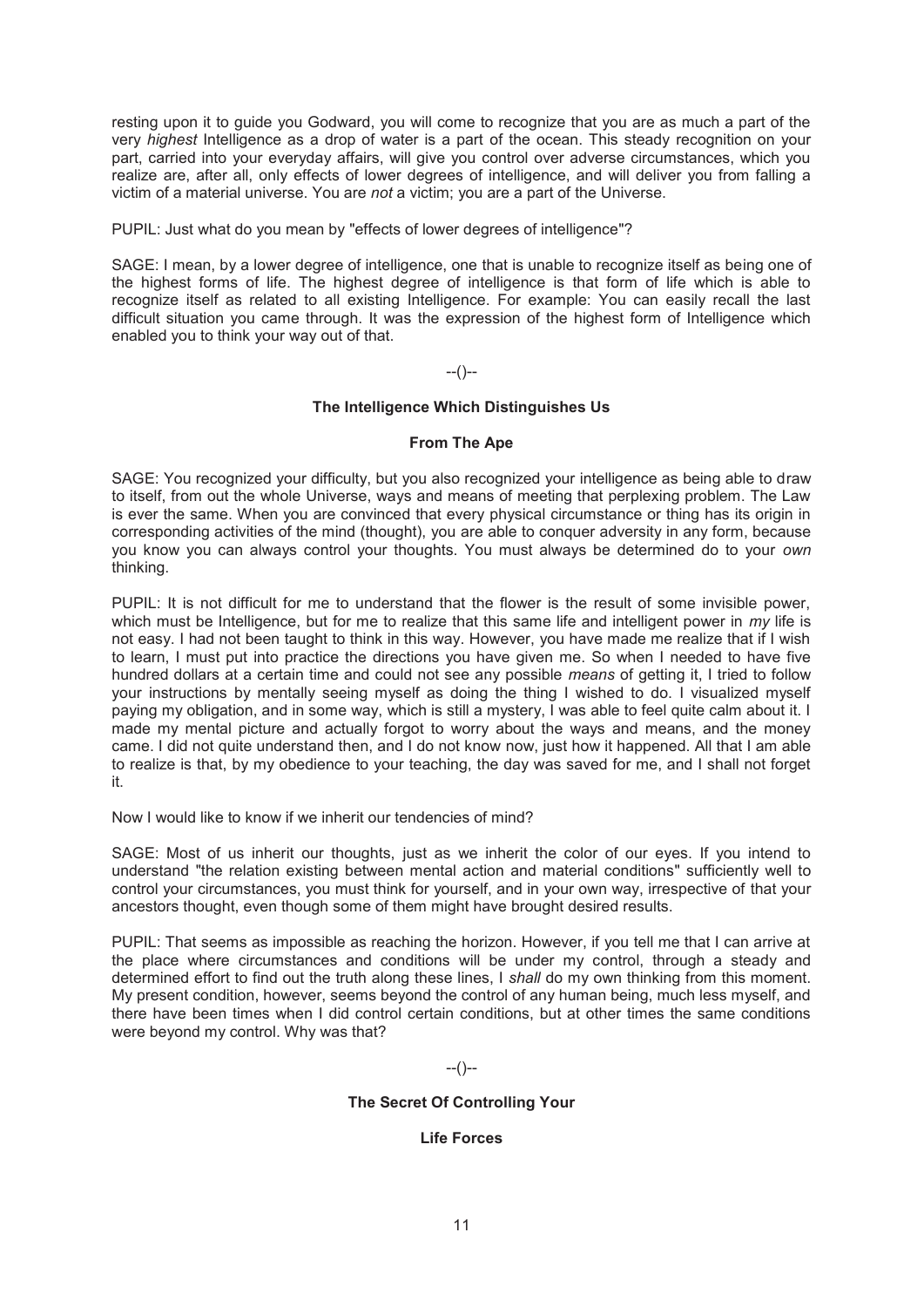resting upon it to guide you Godward, you will come to recognize that you are as much a part of the very *highest* Intelligence as a drop of water is a part of the ocean. This steady recognition on your part, carried into your everyday affairs, will give you control over adverse circumstances, which you realize are, after all, only effects of lower degrees of intelligence, and will deliver you from falling a victim of a material universe. You are *not* a victim; you are a part of the Universe.

PUPIL: Just what do you mean by "effects of lower degrees of intelligence"?

SAGE: I mean, by a lower degree of intelligence, one that is unable to recognize itself as being one of the highest forms of life. The highest degree of intelligence is that form of life which is able to recognize itself as related to all existing Intelligence. For example: You can easily recall the last difficult situation you came through. It was the expression of the highest form of Intelligence which enabled you to think your way out of that.

--()--

## The Intelligence Which Distinguishes Us From The Ape

SAGE: You recognized your difficulty, but you also recognized your intelligence as being able to draw to itself, from out the whole Universe, ways and means of meeting that perplexing problem. The Law is ever the same. When you are convinced that every physical circumstance or thing has its origin in corresponding activities of the mind (thought), you are able to conquer adversity in any form, because you know you can always control your thoughts. You must always be determined do to your *own* thinking.

PUPIL: It is not difficult for me to understand that the flower is the result of some invisible power, which must be Intelligence, but for me to realize that this same life and intelligent power in *my* life is not easy. I had not been taught to think in this way. However, you have made me realize that if I wish to learn, I must put into practice the directions you have given me. So when I needed to have five hundred dollars at a certain time and could not see any possible *means* of getting it, I tried to follow your instructions by mentally seeing myself as doing the thing I wished to do. I visualized myself paying my obligation, and in some way, which is still a mystery, I was able to feel quite calm about it. I made my mental picture and actually forgot to worry about the ways and means, and the money came. I did not quite understand then, and I do not know now, just how it happened. All that I am able to realize is that, by my obedience to your teaching, the day was saved for me, and I shall not forget it.

Now I would like to know if we inherit our tendencies of mind?

SAGE: Most of us inherit our thoughts, just as we inherit the color of our eyes. If you intend to understand "the relation existing between mental action and material conditions" sufficiently well to control your circumstances, you must think for yourself, and in your own way, irrespective of that your ancestors thought, even though some of them might have brought desired results.

PUPIL: That seems as impossible as reaching the horizon. However, if you tell me that I can arrive at the place where circumstances and conditions will be under my control, through a steady and determined effort to find out the truth along these lines, I *shall* do my own thinking from this moment. My present condition, however, seems beyond the control of any human being, much less myself, and there have been times when I did control certain conditions, but at other times the same conditions were beyond my control. Why was that?

--()--

## The Secret Of Controlling Your Life Forces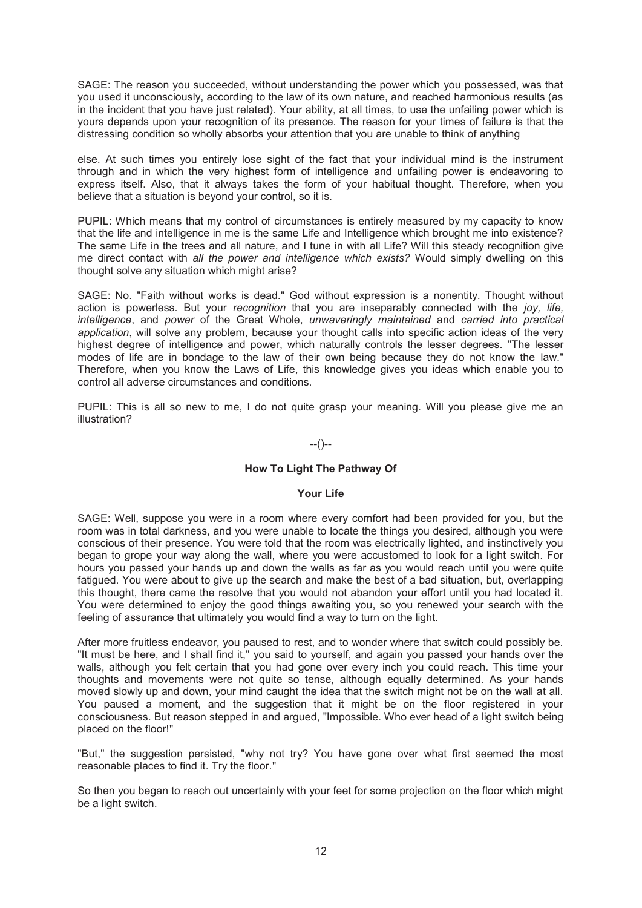SAGE: The reason you succeeded, without understanding the power which you possessed, was that you used it unconsciously, according to the law of its own nature, and reached harmonious results (as in the incident that you have just related). Your ability, at all times, to use the unfailing power which is yours depends upon your recognition of its presence. The reason for your times of failure is that the distressing condition so wholly absorbs your attention that you are unable to think of anything else. At such times you entirely lose sight of the fact that your individual mind is the instrument through and in which the very highest form of intelligence and unfailing power is endeavoring to express itself. Also, that it always takes the form of your habitual thought. Therefore, when you believe that a situation is beyond your control, so it is.

PUPIL: Which means that my control of circumstances is entirely measured by my capacity to know that the life and intelligence in me is the same Life and Intelligence which brought me into existence? The same Life in the trees and all nature, and I tune in with all Life? Will this steady recognition give me direct contact with *all the power and intelligence which exists?* Would simply dwelling on this thought solve any situation which might arise?

SAGE: No. "Faith without works is dead." God without expression is a nonentity. Thought without action is powerless. But your *recognition* that you are inseparably connected with the *joy, life, intelligence*, and *power* of the Great Whole, *unwaveringly maintained* and *carried into practical application*, will solve any problem, because your thought calls into specific action ideas of the very highest degree of intelligence and power, which naturally controls the lesser degrees. "The lesser modes of life are in bondage to the law of their own being because they do not know the law." Therefore, when you know the Laws of Life, this knowledge gives you ideas which enable you to control all adverse circumstances and conditions.

PUPIL: This is all so new to me, I do not quite grasp your meaning. Will you please give me an illustration?

--()--

## How To Light The Pathway Of Your Life

SAGE: Well, suppose you were in a room where every comfort had been provided for you, but the room was in total darkness, and you were unable to locate the things you desired, although you were conscious of their presence. You were told that the room was electrically lighted, and instinctively you began to grope your way along the wall, where you were accustomed to look for a light switch. For hours you passed your hands up and down the walls as far as you would reach until you were quite fatigued. You were about to give up the search and make the best of a bad situation, but, overlapping this thought, there came the resolve that you would not abandon your effort until you had located it. You were determined to enjoy the good things awaiting you, so you renewed your search with the feeling of assurance that ultimately you would find a way to turn on the light.

After more fruitless endeavor, you paused to rest, and to wonder where that switch could possibly be. "It must be here, and I shall find it," you said to yourself, and again you passed your hands over the walls, although you felt certain that you had gone over every inch you could reach. This time your thoughts and movements were not quite so tense, although equally determined. As your hands moved slowly up and down, your mind caught the idea that the switch might not be on the wall at all. You paused a moment, and the suggestion that it might be on the floor registered in your consciousness. But reason stepped in and argued, "Impossible. Who ever head of a light switch being placed on the floor!"

"But," the suggestion persisted, "why not try? You have gone over what first seemed the most reasonable places to find it. Try the floor."

So then you began to reach out uncertainly with your feet for some projection on the floor which might be a light switch.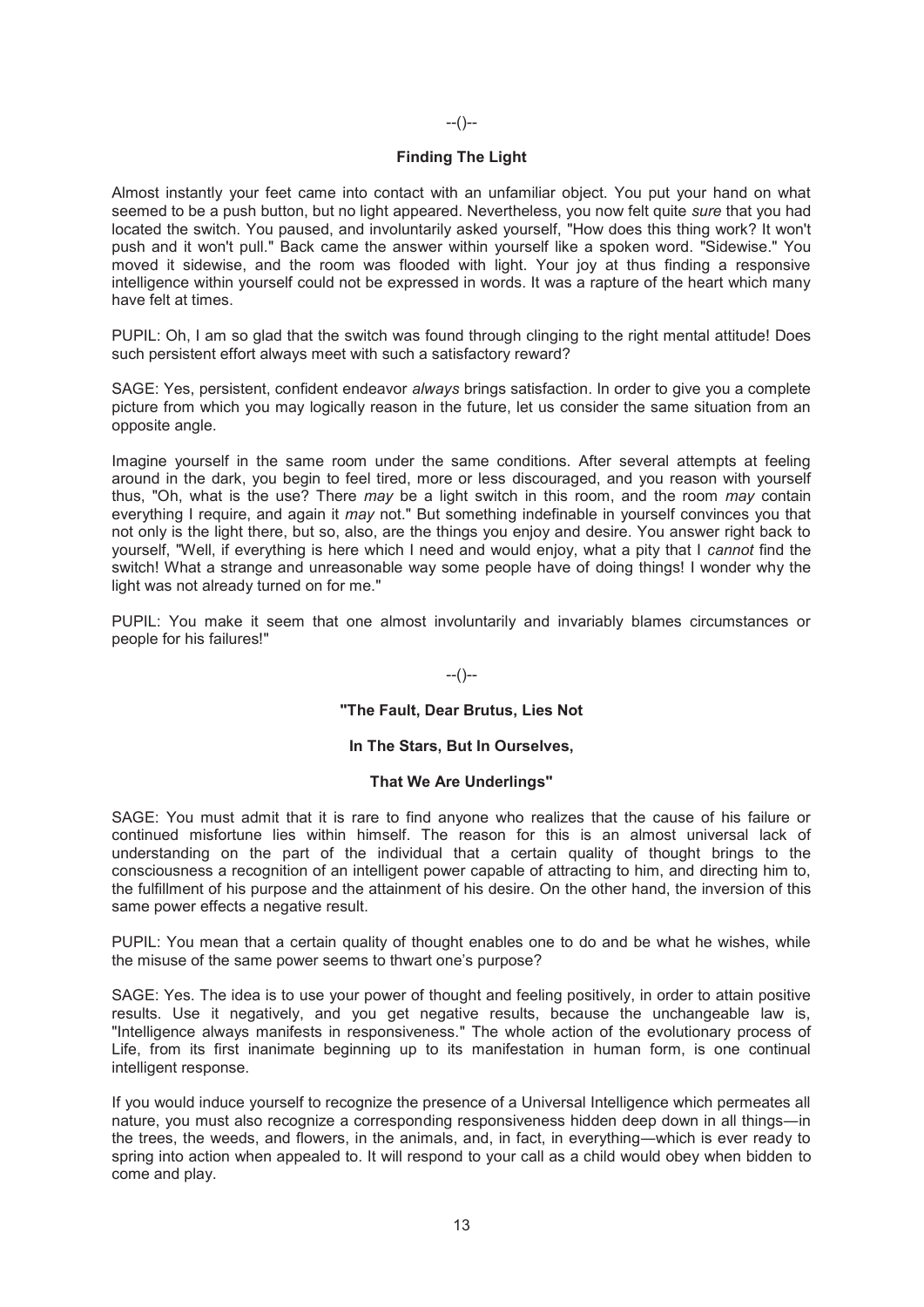--()--

### Finding The Light

Almost instantly your feet came into contact with an unfamiliar object. You put your hand on what seemed to be a push button, but no light appeared. Nevertheless, you now felt quite *sure* that you had located the switch. You paused, and involuntarily asked yourself, "How does this thing work? It won't push and it won't pull." Back came the answer within yourself like a spoken word. "Sidewise." You moved it sidewise, and the room was flooded with light. Your joy at thus finding a responsive intelligence within yourself could not be expressed in words. It was a rapture of the heart which many have felt at times.

PUPIL: Oh, I am so glad that the switch was found through clinging to the right mental attitude! Does such persistent effort always meet with such a satisfactory reward?

SAGE: Yes, persistent, confident endeavor *always* brings satisfaction. In order to give you a complete picture from which you may logically reason in the future, let us consider the same situation from an opposite angle.

Imagine yourself in the same room under the same conditions. After several attempts at feeling around in the dark, you begin to feel tired, more or less discouraged, and you reason with yourself thus, "Oh, what is the use? There *may* be a light switch in this room, and the room *may* contain everything I require, and again it *may* not." But something indefinable in yourself convinces you that not only is the light there, but so, also, are the things you enjoy and desire. You answer right back to yourself, "Well, if everything is here which I need and would enjoy, what a pity that I *cannot* find the switch! What a strange and unreasonable way some people have of doing things! I wonder why the light was not already turned on for me."

PUPIL: You make it seem that one almost involuntarily and invariably blames circumstances or people for his failures!"

--()--

### "The Fault, Dear Brutus, Lies Not

### In The Stars, But In Ourselves,

### That We Are Underlings"

SAGE: You must admit that it is rare to find anyone who realizes that the cause of his failure or continued misfortune lies within himself. The reason for this is an almost universal lack of understanding on the part of the individual that a certain quality of thought brings to the consciousness a recognition of an intelligent power capable of attracting to him, and directing him to, the fulfillment of his purpose and the attainment of his desire. On the other hand, the inversion of this same power effects a negative result.

PUPIL: You mean that a certain quality of thought enables one to do and be what he wishes, while the misuse of the same power seems to thwart one's purpose?

SAGE: Yes. The idea is to use your power of thought and feeling positively, in order to attain positive results. Use it negatively, and you get negative results, because the unchangeable law is, "Intelligence always manifests in responsiveness." The whole action of the evolutionary process of Life, from its first inanimate beginning up to its manifestation in human form, is one continual intelligent response.

If you would induce yourself to recognize the presence of a Universal Intelligence which permeates all nature, you must also recognize a corresponding responsiveness hidden deep down in all things—in the trees, the weeds, and flowers, in the animals, and, in fact, in everything—which is ever ready to spring into action when appealed to. It will respond to your call as a child would obey when bidden to come and play.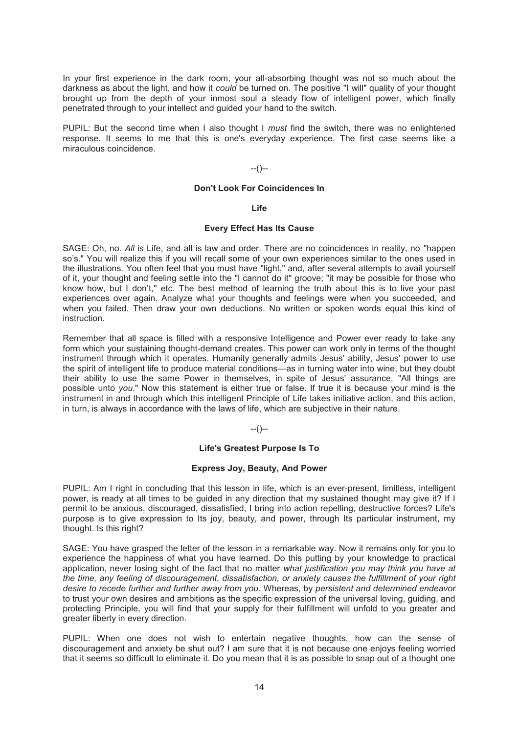In your first experience in the dark room, your all-absorbing thought was not so much about the darkness as about the light, and how it *could* be turned on. The positive "I will" quality of your thought brought up from the depth of your inmost soul a steady flow of intelligent power, which finally penetrated through to your intellect and guided your hand to the switch.

PUPIL: But the second time when I also thought I *must* find the switch, there was no enlightened response. It seems to me that this is one's everyday experience. The first case seems like a miraculous coincidence.

--()--

**Don't Look For Coincidences In**

**Life**

**Every Effect Has Its Cause**

SAGE: Oh, no. *All* is Life, and all is law and order. There are no coincidences in reality, no "happen so's." You will realize this if you will recall some of your own experiences similar to the ones used in the illustrations. You often feel that you must have "light," and, after several attempts to avail yourself of it, your thought and feeling settle into the "I cannot do it" groove; "it may be possible for those who know how, but I don't," etc. The best method of learning the truth about this is to live your past experiences over again. Analyze what your thoughts and feelings were when you succeeded, and when you failed. Then draw your own deductions. No written or spoken words equal this kind of instruction.

Remember that all space is filled with a responsive Intelligence and Power ever ready to take any form which your sustaining thought-demand creates. This power can work only in terms of the thought instrument through which it operates. Humanity generally admits Jesus' ability, Jesus' power to use the spirit of intelligent life to produce material conditions—as in turning water into wine, but they doubt their ability to use the same Power in themselves, in spite of Jesus' assurance, "All things are possible unto *you*." Now this statement is either true or false. If true it is because your mind is the instrument in and through which this intelligent Principle of Life takes initiative action, and this action, in turn, is always in accordance with the laws of life, which are subjective in their nature.

--()--

**Life's Greatest Purpose Is To**

**Express Joy, Beauty, And Power**

PUPIL: Am I right in concluding that this lesson in life, which is an ever-present, limitless, intelligent power, is ready at all times to be guided in any direction that my sustained thought may give it? If I permit to be anxious, discouraged, dissatisfied, I bring into action repelling, destructive forces? Life's purpose is to give expression to Its joy, beauty, and power, through Its particular instrument, my thought. Is this right?

SAGE: You have grasped the letter of the lesson in a remarkable way. Now it remains only for you to experience the happiness of what you have learned. Do this putting by your knowledge to practical application, never losing sight of the fact that no matter *what justification you may think you have at the time, any feeling of discouragement, dissatisfaction, or anxiety causes the fulfillment of your right desire to recede further and further away from you.* Whereas, by *persistent and determined endeavor* to trust your own desires and ambitions as the specific expression of the universal loving, guiding, and protecting Principle, you will find that your supply for their fulfillment will unfold to you greater and greater liberty in every direction.

PUPIL: When one does not wish to entertain negative thoughts, how can the sense of discouragement and anxiety be shut out? I am sure that it is not because one enjoys feeling worried that it seems so difficult to eliminate it. Do you mean that it is as possible to snap out of a thought one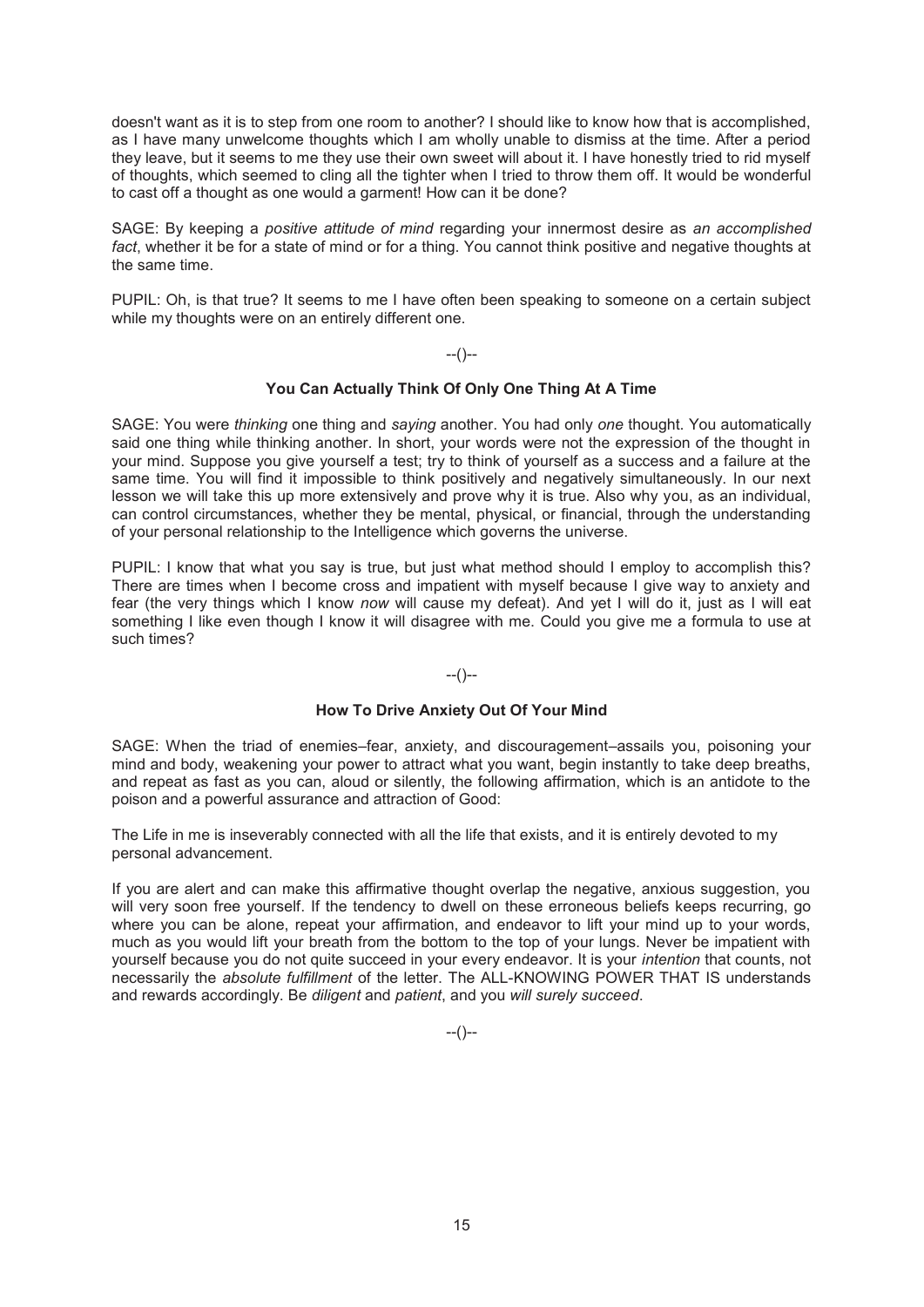doesn't want as it is to step from one room to another? I should like to know how that is accomplished, as I have many unwelcome thoughts which I am wholly unable to dismiss at the time. After a period they leave, but it seems to me they use their own sweet will about it. I have honestly tried to rid myself of thoughts, which seemed to cling all the tighter when I tried to throw them off. It would be wonderful to cast off a thought as one would a garment! How can it be done?

SAGE: By keeping a *positive attitude of mind* regarding your innermost desire as *an accomplished fact*, whether it be for a state of mind or for a thing. You cannot think positive and negative thoughts at the same time.

PUPIL: Oh, is that true? It seems to me I have often been speaking to someone on a certain subject while my thoughts were on an entirely different one.

--()--

### You Can Actually Think Of Only One Thing At A Time

SAGE: You were *thinking* one thing and *saying* another. You had only *one* thought. You automatically said one thing while thinking another. In short, your words were not the expression of the thought in your mind. Suppose you give yourself a test; try to think of yourself as a success and a failure at the same time. You will find it impossible to think positively and negatively simultaneously. In our next lesson we will take this up more extensively and prove why it is true. Also why you, as an individual, can control circumstances, whether they be mental, physical, or financial, through the understanding of your personal relationship to the Intelligence which governs the universe.

PUPIL: I know that what you say is true, but just what method should I employ to accomplish this? There are times when I become cross and impatient with myself because I give way to anxiety and fear (the very things which I know *now* will cause my defeat). And yet I will do it, just as I will eat something I like even though I know it will disagree with me. Could you give me a formula to use at such times?

--()--

### How To Drive Anxiety Out Of Your Mind

SAGE: When the triad of enemies–fear, anxiety, and discouragement–assails you, poisoning your mind and body, weakening your power to attract what you want, begin instantly to take deep breaths, and repeat as fast as you can, aloud or silently, the following affirmation, which is an antidote to the poison and a powerful assurance and attraction of Good:

The Life in me is inseverably connected with all the life that exists, and it is entirely devoted to my personal advancement.

If you are alert and can make this affirmative thought overlap the negative, anxious suggestion, you will very soon free yourself. If the tendency to dwell on these erroneous beliefs keeps recurring, go where you can be alone, repeat your affirmation, and endeavor to lift your mind up to your words, much as you would lift your breath from the bottom to the top of your lungs. Never be impatient with yourself because you do not quite succeed in your every endeavor. It is your *intention* that counts, not necessarily the *absolute fulfillment* of the letter. The ALL-KNOWING POWER THAT IS understands and rewards accordingly. Be *diligent* and *patient*, and you *will surely succeed*.

--()--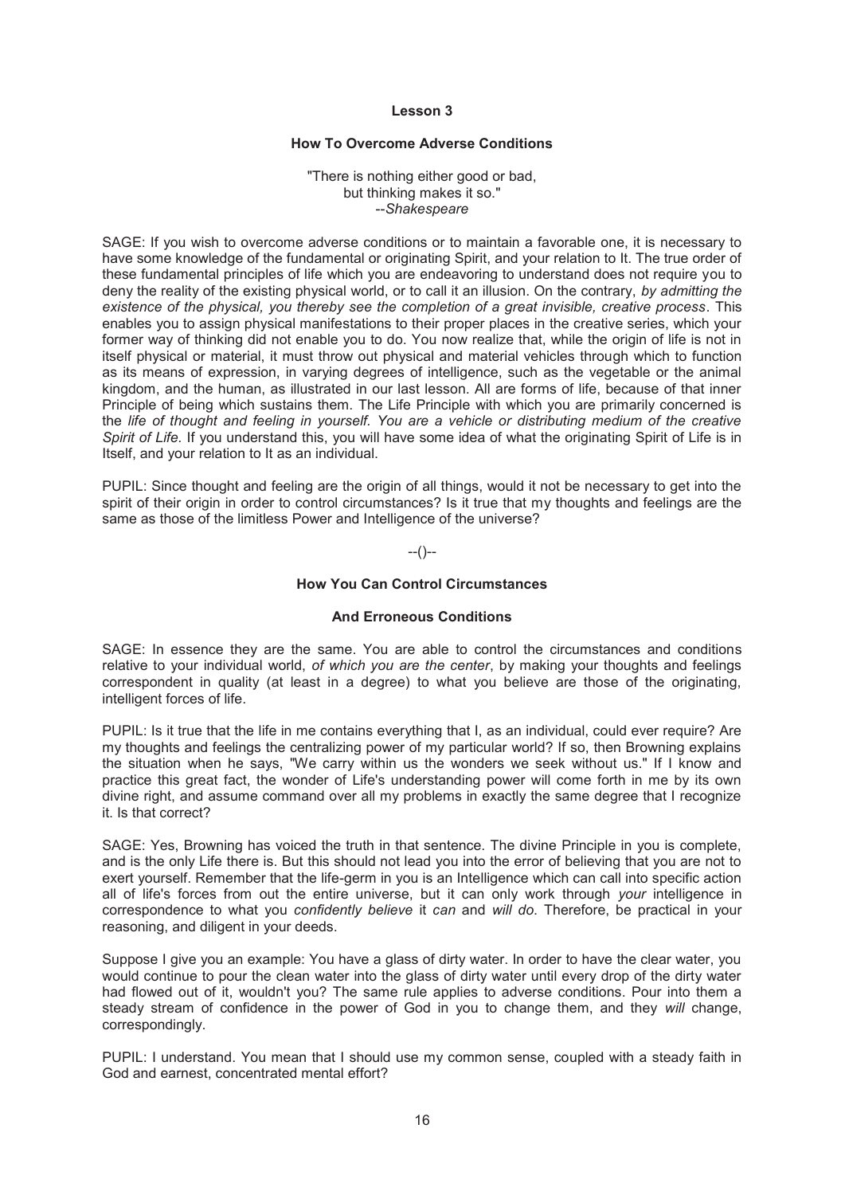# Lesson 3

## How To Overcome Adverse Conditions

"There is nothing either good or bad,
but thinking makes it so."
--*Shakespeare*

SAGE: If you wish to overcome adverse conditions or to maintain a favorable one, it is necessary to have some knowledge of the fundamental or originating Spirit, and your relation to It. The true order of these fundamental principles of life which you are endeavoring to understand does not require you to deny the reality of the existing physical world, or to call it an illusion. On the contrary, *by admitting the existence of the physical, you thereby see the completion of a great invisible, creative process*. This enables you to assign physical manifestations to their proper places in the creative series, which your former way of thinking did not enable you to do. You now realize that, while the origin of life is not in itself physical or material, it must throw out physical and material vehicles through which to function as its means of expression, in varying degrees of intelligence, such as the vegetable or the animal kingdom, and the human, as illustrated in our last lesson. All are forms of life, because of that inner Principle of being which sustains them. The Life Principle with which you are primarily concerned is the *life of thought and feeling in yourself. You are a vehicle or distributing medium of the creative Spirit of Life.* If you understand this, you will have some idea of what the originating Spirit of Life is in Itself, and your relation to It as an individual.

PUPIL: Since thought and feeling are the origin of all things, would it not be necessary to get into the spirit of their origin in order to control circumstances? Is it true that my thoughts and feelings are the same as those of the limitless Power and Intelligence of the universe?

--()--

### How You Can Control Circumstances

### And Erroneous Conditions

SAGE: In essence they are the same. You are able to control the circumstances and conditions relative to your individual world, *of which you are the center*, by making your thoughts and feelings correspondent in quality (at least in a degree) to what you believe are those of the originating, intelligent forces of life.

PUPIL: Is it true that the life in me contains everything that I, as an individual, could ever require? Are my thoughts and feelings the centralizing power of my particular world? If so, then Browning explains the situation when he says, "We carry within us the wonders we seek without us." If I know and practice this great fact, the wonder of Life's understanding power will come forth in me by its own divine right, and assume command over all my problems in exactly the same degree that I recognize it. Is that correct?

SAGE: Yes, Browning has voiced the truth in that sentence. The divine Principle in you is complete, and is the only Life there is. But this should not lead you into the error of believing that you are not to exert yourself. Remember that the life-germ in you is an Intelligence which can call into specific action all of life's forces from out the entire universe, but it can only work through *your* intelligence in correspondence to what you *confidently believe* it *can* and *will do*. Therefore, be practical in your reasoning, and diligent in your deeds.

Suppose I give you an example: You have a glass of dirty water. In order to have the clear water, you would continue to pour the clean water into the glass of dirty water until every drop of the dirty water had flowed out of it, wouldn't you? The same rule applies to adverse conditions. Pour into them a steady stream of confidence in the power of God in you to change them, and they *will* change, correspondingly.

PUPIL: I understand. You mean that I should use my common sense, coupled with a steady faith in God and earnest, concentrated mental effort?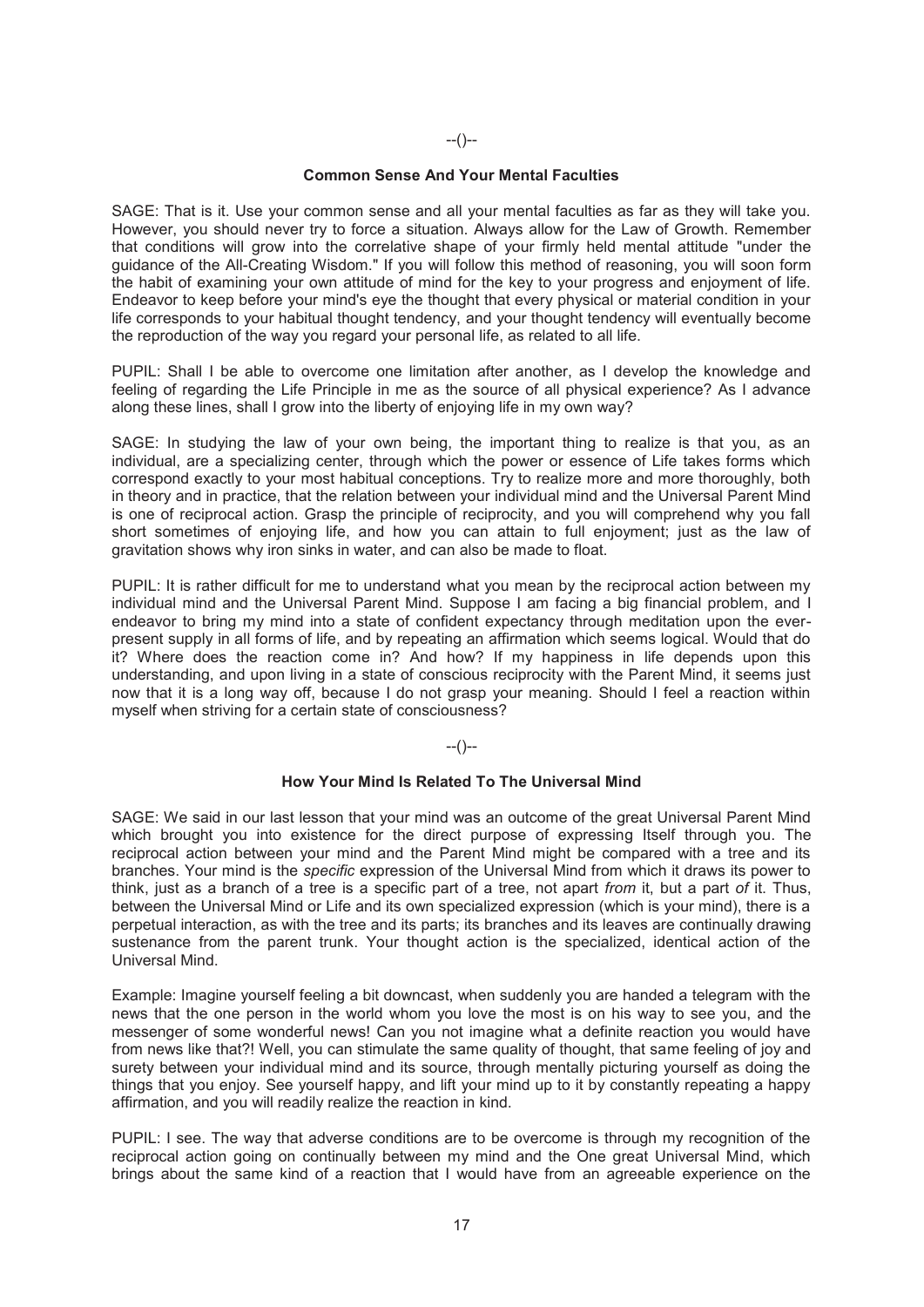--()--

### Common Sense And Your Mental Faculties

SAGE: That is it. Use your common sense and all your mental faculties as far as they will take you. However, you should never try to force a situation. Always allow for the Law of Growth. Remember that conditions will grow into the correlative shape of your firmly held mental attitude "under the guidance of the All-Creating Wisdom." If you will follow this method of reasoning, you will soon form the habit of examining your own attitude of mind for the key to your progress and enjoyment of life. Endeavor to keep before your mind's eye the thought that every physical or material condition in your life corresponds to your habitual thought tendency, and your thought tendency will eventually become the reproduction of the way you regard your personal life, as related to all life.

PUPIL: Shall I be able to overcome one limitation after another, as I develop the knowledge and feeling of regarding the Life Principle in me as the source of all physical experience? As I advance along these lines, shall I grow into the liberty of enjoying life in my own way?

SAGE: In studying the law of your own being, the important thing to realize is that you, as an individual, are a specializing center, through which the power or essence of Life takes forms which correspond exactly to your most habitual conceptions. Try to realize more and more thoroughly, both in theory and in practice, that the relation between your individual mind and the Universal Parent Mind is one of reciprocal action. Grasp the principle of reciprocity, and you will comprehend why you fall short sometimes of enjoying life, and how you can attain to full enjoyment; just as the law of gravitation shows why iron sinks in water, and can also be made to float.

PUPIL: It is rather difficult for me to understand what you mean by the reciprocal action between my individual mind and the Universal Parent Mind. Suppose I am facing a big financial problem, and I endeavor to bring my mind into a state of confident expectancy through meditation upon the ever-present supply in all forms of life, and by repeating an affirmation which seems logical. Would that do it? Where does the reaction come in? And how? If my happiness in life depends upon this understanding, and upon living in a state of conscious reciprocity with the Parent Mind, it seems just now that it is a long way off, because I do not grasp your meaning. Should I feel a reaction within myself when striving for a certain state of consciousness?

--()--

### How Your Mind Is Related To The Universal Mind

SAGE: We said in our last lesson that your mind was an outcome of the great Universal Parent Mind which brought you into existence for the direct purpose of expressing Itself through you. The reciprocal action between your mind and the Parent Mind might be compared with a tree and its branches. Your mind is the *specific* expression of the Universal Mind from which it draws its power to think, just as a branch of a tree is a specific part of a tree, not apart *from* it, but a part *of* it. Thus, between the Universal Mind or Life and its own specialized expression (which is your mind), there is a perpetual interaction, as with the tree and its parts; its branches and its leaves are continually drawing sustenance from the parent trunk. Your thought action is the specialized, identical action of the Universal Mind.

Example: Imagine yourself feeling a bit downcast, when suddenly you are handed a telegram with the news that the one person in the world whom you love the most is on his way to see you, and the messenger of some wonderful news! Can you not imagine what a definite reaction you would have from news like that?! Well, you can stimulate the same quality of thought, that same feeling of joy and surety between your individual mind and its source, through mentally picturing yourself as doing the things that you enjoy. See yourself happy, and lift your mind up to it by constantly repeating a happy affirmation, and you will readily realize the reaction in kind.

PUPIL: I see. The way that adverse conditions are to be overcome is through my recognition of the reciprocal action going on continually between my mind and the One great Universal Mind, which brings about the same kind of a reaction that I would have from an agreeable experience on the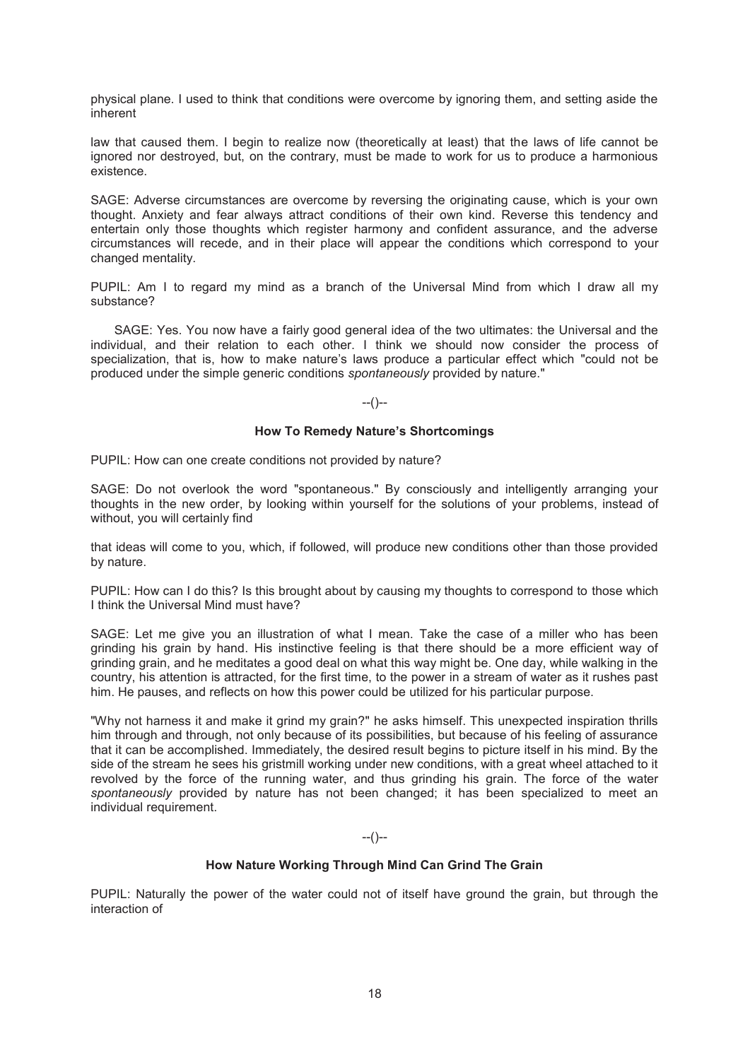physical plane. I used to think that conditions were overcome by ignoring them, and setting aside the inherent law that caused them. I begin to realize now (theoretically at least) that the laws of life cannot be ignored nor destroyed, but, on the contrary, must be made to work for us to produce a harmonious existence.

SAGE: Adverse circumstances are overcome by reversing the originating cause, which is your own thought. Anxiety and fear always attract conditions of their own kind. Reverse this tendency and entertain only those thoughts which register harmony and confident assurance, and the adverse circumstances will recede, and in their place will appear the conditions which correspond to your changed mentality.

PUPIL: Am I to regard my mind as a branch of the Universal Mind from which I draw all my substance?

SAGE: Yes. You now have a fairly good general idea of the two ultimates: the Universal and the individual, and their relation to each other. I think we should now consider the process of specialization, that is, how to make nature's laws produce a particular effect which "could not be produced under the simple generic conditions *spontaneously* provided by nature."

--()--

### How To Remedy Nature's Shortcomings

PUPIL: How can one create conditions not provided by nature?

SAGE: Do not overlook the word "spontaneous." By consciously and intelligently arranging your thoughts in the new order, by looking within yourself for the solutions of your problems, instead of without, you will certainly find that ideas will come to you, which, if followed, will produce new conditions other than those provided by nature.

PUPIL: How can I do this? Is this brought about by causing my thoughts to correspond to those which I think the Universal Mind must have?

SAGE: Let me give you an illustration of what I mean. Take the case of a miller who has been grinding his grain by hand. His instinctive feeling is that there should be a more efficient way of grinding grain, and he meditates a good deal on what this way might be. One day, while walking in the country, his attention is attracted, for the first time, to the power in a stream of water as it rushes past him. He pauses, and reflects on how this power could be utilized for his particular purpose.

"Why not harness it and make it grind my grain?" he asks himself. This unexpected inspiration thrills him through and through, not only because of its possibilities, but because of his feeling of assurance that it can be accomplished. Immediately, the desired result begins to picture itself in his mind. By the side of the stream he sees his gristmill working under new conditions, with a great wheel attached to it revolved by the force of the running water, and thus grinding his grain. The force of the water *spontaneously* provided by nature has not been changed; it has been specialized to meet an individual requirement.

--()--

### How Nature Working Through Mind Can Grind The Grain

PUPIL: Naturally the power of the water could not of itself have ground the grain, but through the interaction of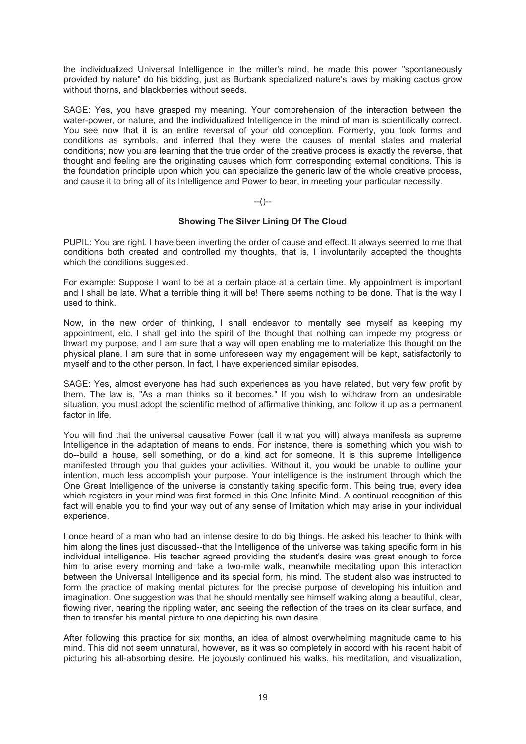the individualized Universal Intelligence in the miller's mind, he made this power "spontaneously provided by nature" do his bidding, just as Burbank specialized nature's laws by making cactus grow without thorns, and blackberries without seeds.

SAGE: Yes, you have grasped my meaning. Your comprehension of the interaction between the water-power, or nature, and the individualized Intelligence in the mind of man is scientifically correct. You see now that it is an entire reversal of your old conception. Formerly, you took forms and conditions as symbols, and inferred that they were the causes of mental states and material conditions; now you are learning that the true order of the creative process is exactly the reverse, that thought and feeling are the originating causes which form corresponding external conditions. This is the foundation principle upon which you can specialize the generic law of the whole creative process, and cause it to bring all of its Intelligence and Power to bear, in meeting your particular necessity.

--()--

### Showing The Silver Lining Of The Cloud

PUPIL: You are right. I have been inverting the order of cause and effect. It always seemed to me that conditions both created and controlled my thoughts, that is, I involuntarily accepted the thoughts which the conditions suggested.

For example: Suppose I want to be at a certain place at a certain time. My appointment is important and I shall be late. What a terrible thing it will be! There seems nothing to be done. That is the way I used to think.

Now, in the new order of thinking, I shall endeavor to mentally see myself as keeping my appointment, etc. I shall get into the spirit of the thought that nothing can impede my progress or thwart my purpose, and I am sure that a way will open enabling me to materialize this thought on the physical plane. I am sure that in some unforeseen way my engagement will be kept, satisfactorily to myself and to the other person. In fact, I have experienced similar episodes.

SAGE: Yes, almost everyone has had such experiences as you have related, but very few profit by them. The law is, "As a man thinks so it becomes." If you wish to withdraw from an undesirable situation, you must adopt the scientific method of affirmative thinking, and follow it up as a permanent factor in life.

You will find that the universal causative Power (call it what you will) always manifests as supreme Intelligence in the adaptation of means to ends. For instance, there is something which you wish to do--build a house, sell something, or do a kind act for someone. It is this supreme Intelligence manifested through you that guides your activities. Without it, you would be unable to outline your intention, much less accomplish your purpose. Your intelligence is the instrument through which the One Great Intelligence of the universe is constantly taking specific form. This being true, every idea which registers in your mind was first formed in this One Infinite Mind. A continual recognition of this fact will enable you to find your way out of any sense of limitation which may arise in your individual experience.

I once heard of a man who had an intense desire to do big things. He asked his teacher to think with him along the lines just discussed--that the Intelligence of the universe was taking specific form in his individual intelligence. His teacher agreed providing the student's desire was great enough to force him to arise every morning and take a two-mile walk, meanwhile meditating upon this interaction between the Universal Intelligence and its special form, his mind. The student also was instructed to form the practice of making mental pictures for the precise purpose of developing his intuition and imagination. One suggestion was that he should mentally see himself walking along a beautiful, clear, flowing river, hearing the rippling water, and seeing the reflection of the trees on its clear surface, and then to transfer his mental picture to one depicting his own desire.

After following this practice for six months, an idea of almost overwhelming magnitude came to his mind. This did not seem unnatural, however, as it was so completely in accord with his recent habit of picturing his all-absorbing desire. He joyously continued his walks, his meditation, and visualization,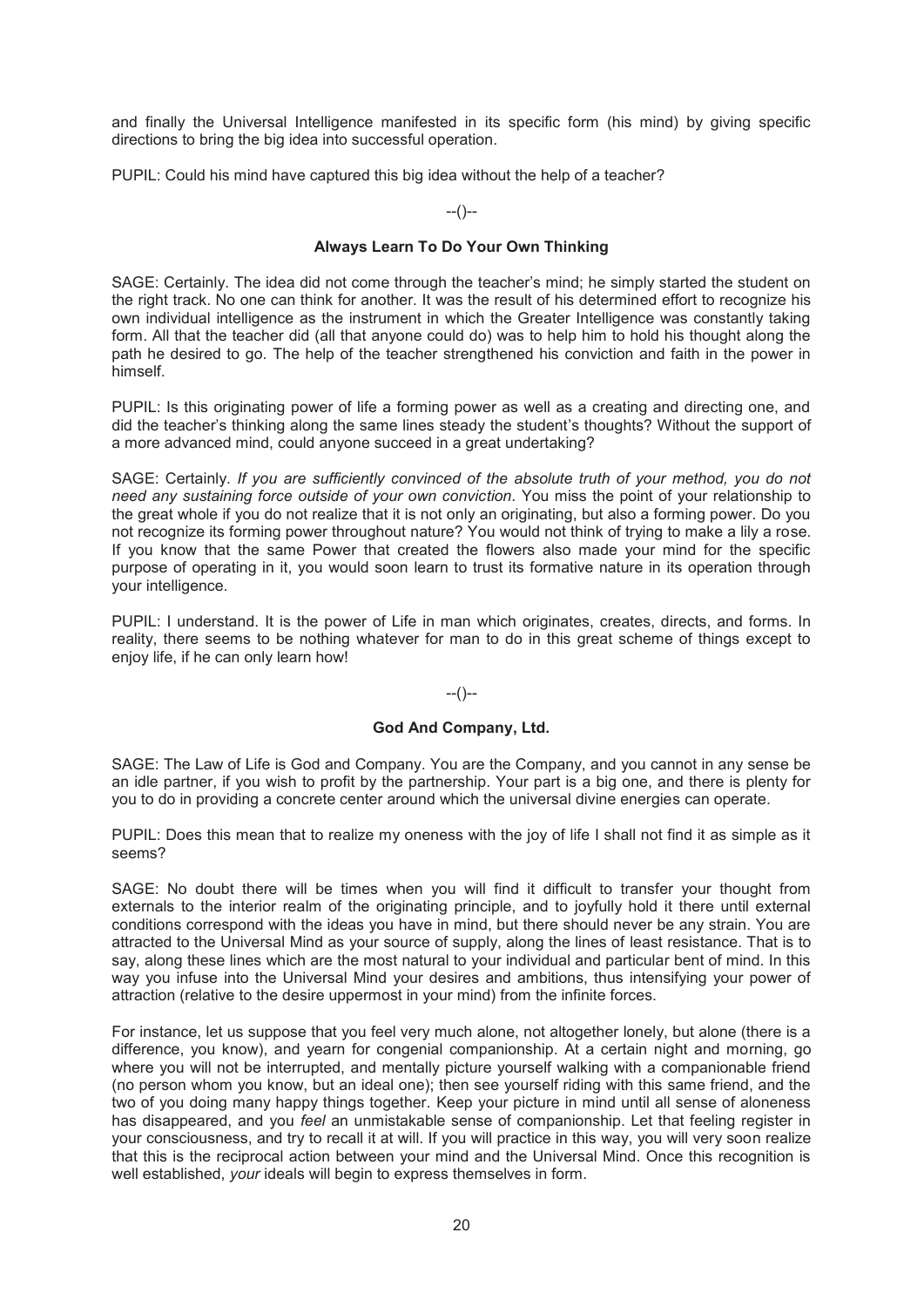and finally the Universal Intelligence manifested in its specific form (his mind) by giving specific directions to bring the big idea into successful operation.

PUPIL: Could his mind have captured this big idea without the help of a teacher?

--()--

### Always Learn To Do Your Own Thinking

SAGE: Certainly. The idea did not come through the teacher's mind; he simply started the student on the right track. No one can think for another. It was the result of his determined effort to recognize his own individual intelligence as the instrument in which the Greater Intelligence was constantly taking form. All that the teacher did (all that anyone could do) was to help him to hold his thought along the path he desired to go. The help of the teacher strengthened his conviction and faith in the power in himself.

PUPIL: Is this originating power of life a forming power as well as a creating and directing one, and did the teacher's thinking along the same lines steady the student's thoughts? Without the support of a more advanced mind, could anyone succeed in a great undertaking?

SAGE: Certainly. *If you are sufficiently convinced of the absolute truth of your method, you do not need any sustaining force outside of your own conviction*. You miss the point of your relationship to the great whole if you do not realize that it is not only an originating, but also a forming power. Do you not recognize its forming power throughout nature? You would not think of trying to make a lily a rose. If you know that the same Power that created the flowers also made your mind for the specific purpose of operating in it, you would soon learn to trust its formative nature in its operation through your intelligence.

PUPIL: I understand. It is the power of Life in man which originates, creates, directs, and forms. In reality, there seems to be nothing whatever for man to do in this great scheme of things except to enjoy life, if he can only learn how!

--()--

### God And Company, Ltd.

SAGE: The Law of Life is God and Company. You are the Company, and you cannot in any sense be an idle partner, if you wish to profit by the partnership. Your part is a big one, and there is plenty for you to do in providing a concrete center around which the universal divine energies can operate.

PUPIL: Does this mean that to realize my oneness with the joy of life I shall not find it as simple as it seems?

SAGE: No doubt there will be times when you will find it difficult to transfer your thought from externals to the interior realm of the originating principle, and to joyfully hold it there until external conditions correspond with the ideas you have in mind, but there should never be any strain. You are attracted to the Universal Mind as your source of supply, along the lines of least resistance. That is to say, along these lines which are the most natural to your individual and particular bent of mind. In this way you infuse into the Universal Mind your desires and ambitions, thus intensifying your power of attraction (relative to the desire uppermost in your mind) from the infinite forces.

For instance, let us suppose that you feel very much alone, not altogether lonely, but alone (there is a difference, you know), and yearn for congenial companionship. At a certain night and morning, go where you will not be interrupted, and mentally picture yourself walking with a companionable friend (no person whom you know, but an ideal one); then see yourself riding with this same friend, and the two of you doing many happy things together. Keep your picture in mind until all sense of aloneness has disappeared, and you *feel* an unmistakable sense of companionship. Let that feeling register in your consciousness, and try to recall it at will. If you will practice in this way, you will very soon realize that this is the reciprocal action between your mind and the Universal Mind. Once this recognition is well established, *your* ideals will begin to express themselves in form.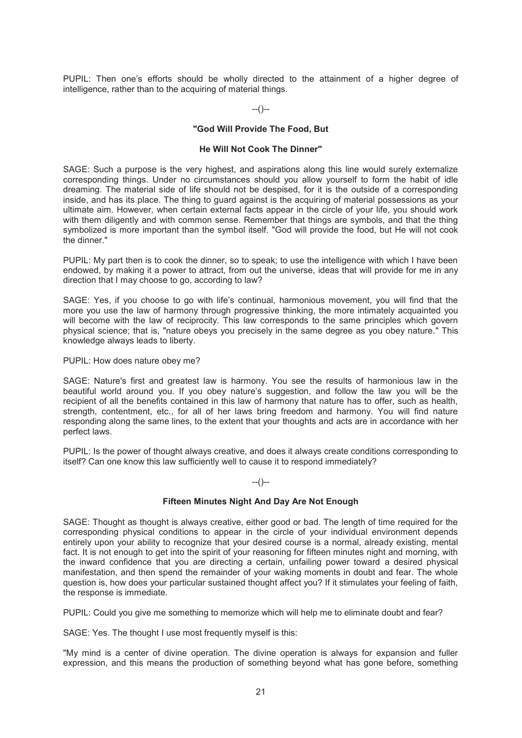PUPIL: Then one's efforts should be wholly directed to the attainment of a higher degree of intelligence, rather than to the acquiring of material things.

--()--

### "God Will Provide The Food, But He Will Not Cook The Dinner"

SAGE: Such a purpose is the very highest, and aspirations along this line would surely externalize corresponding things. Under no circumstances should you allow yourself to form the habit of idle dreaming. The material side of life should not be despised, for it is the outside of a corresponding inside, and has its place. The thing to guard against is the acquiring of material possessions as your ultimate aim. However, when certain external facts appear in the circle of your life, you should work with them diligently and with common sense. Remember that things are symbols, and that the thing symbolized is more important than the symbol itself. "God will provide the food, but He will not cook the dinner."

PUPIL: My part then is to cook the dinner, so to speak; to use the intelligence with which I have been endowed, by making it a power to attract, from out the universe, ideas that will provide for me in any direction that I may choose to go, according to law?

SAGE: Yes, if you choose to go with life's continual, harmonious movement, you will find that the more you use the law of harmony through progressive thinking, the more intimately acquainted you will become with the law of reciprocity. This law corresponds to the same principles which govern physical science; that is, "nature obeys you precisely in the same degree as you obey nature." This knowledge always leads to liberty.

PUPIL: How does nature obey me?

SAGE: Nature's first and greatest law is harmony. You see the results of harmonious law in the beautiful world around you. If you obey nature's suggestion, and follow the law you will be the recipient of all the benefits contained in this law of harmony that nature has to offer, such as health, strength, contentment, etc., for all of her laws bring freedom and harmony. You will find nature responding along the same lines, to the extent that your thoughts and acts are in accordance with her perfect laws.

PUPIL: Is the power of thought always creative, and does it always create conditions corresponding to itself? Can one know this law sufficiently well to cause it to respond immediately?

--()--

### Fifteen Minutes Night And Day Are Not Enough

SAGE: Thought as thought is always creative, either good or bad. The length of time required for the corresponding physical conditions to appear in the circle of your individual environment depends entirely upon your ability to recognize that your desired course is a normal, already existing, mental fact. It is not enough to get into the spirit of your reasoning for fifteen minutes night and morning, with the inward confidence that you are directing a certain, unfailing power toward a desired physical manifestation, and then spend the remainder of your waking moments in doubt and fear. The whole question is, how does your particular sustained thought affect you? If it stimulates your feeling of faith, the response is immediate.

PUPIL: Could you give me something to memorize which will help me to eliminate doubt and fear?

SAGE: Yes. The thought I use most frequently myself is this:

"My mind is a center of divine operation. The divine operation is always for expansion and fuller expression, and this means the production of something beyond what has gone before, something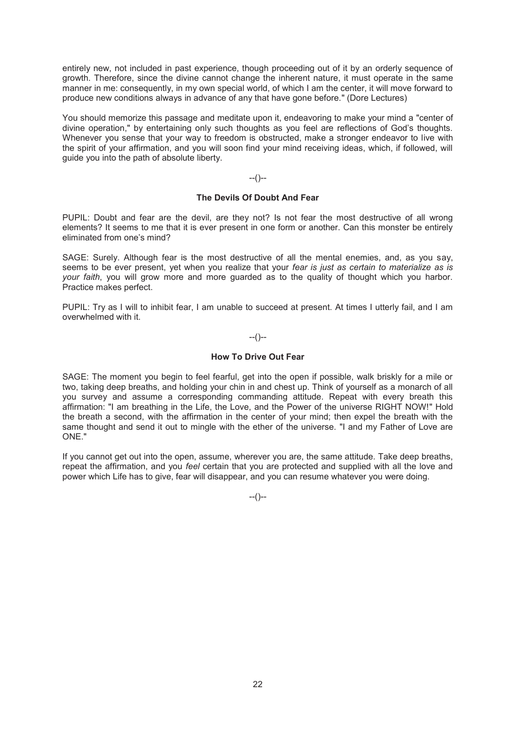entirely new, not included in past experience, though proceeding out of it by an orderly sequence of growth. Therefore, since the divine cannot change the inherent nature, it must operate in the same manner in me: consequently, in my own special world, of which I am the center, it will move forward to produce new conditions always in advance of any that have gone before." (Dore Lectures)

You should memorize this passage and meditate upon it, endeavoring to make your mind a "center of divine operation," by entertaining only such thoughts as you feel are reflections of God's thoughts. Whenever you sense that your way to freedom is obstructed, make a stronger endeavor to live with the spirit of your affirmation, and you will soon find your mind receiving ideas, which, if followed, will guide you into the path of absolute liberty.

--()--

### The Devils Of Doubt And Fear

PUPIL: Doubt and fear are the devil, are they not? Is not fear the most destructive of all wrong elements? It seems to me that it is ever present in one form or another. Can this monster be entirely eliminated from one's mind?

SAGE: Surely. Although fear is the most destructive of all the mental enemies, and, as you say, seems to be ever present, yet when you realize that your *fear is just as certain to materialize as is your faith*, you will grow more and more guarded as to the quality of thought which you harbor. Practice makes perfect.

PUPIL: Try as I will to inhibit fear, I am unable to succeed at present. At times I utterly fail, and I am overwhelmed with it.

--()--

### How To Drive Out Fear

SAGE: The moment you begin to feel fearful, get into the open if possible, walk briskly for a mile or two, taking deep breaths, and holding your chin in and chest up. Think of yourself as a monarch of all you survey and assume a corresponding commanding attitude. Repeat with every breath this affirmation: "I am breathing in the Life, the Love, and the Power of the universe RIGHT NOW!" Hold the breath a second, with the affirmation in the center of your mind; then expel the breath with the same thought and send it out to mingle with the ether of the universe. "I and my Father of Love are ONE."

If you cannot get out into the open, assume, wherever you are, the same attitude. Take deep breaths, repeat the affirmation, and you *feel* certain that you are protected and supplied with all the love and power which Life has to give, fear will disappear, and you can resume whatever you were doing.

--()--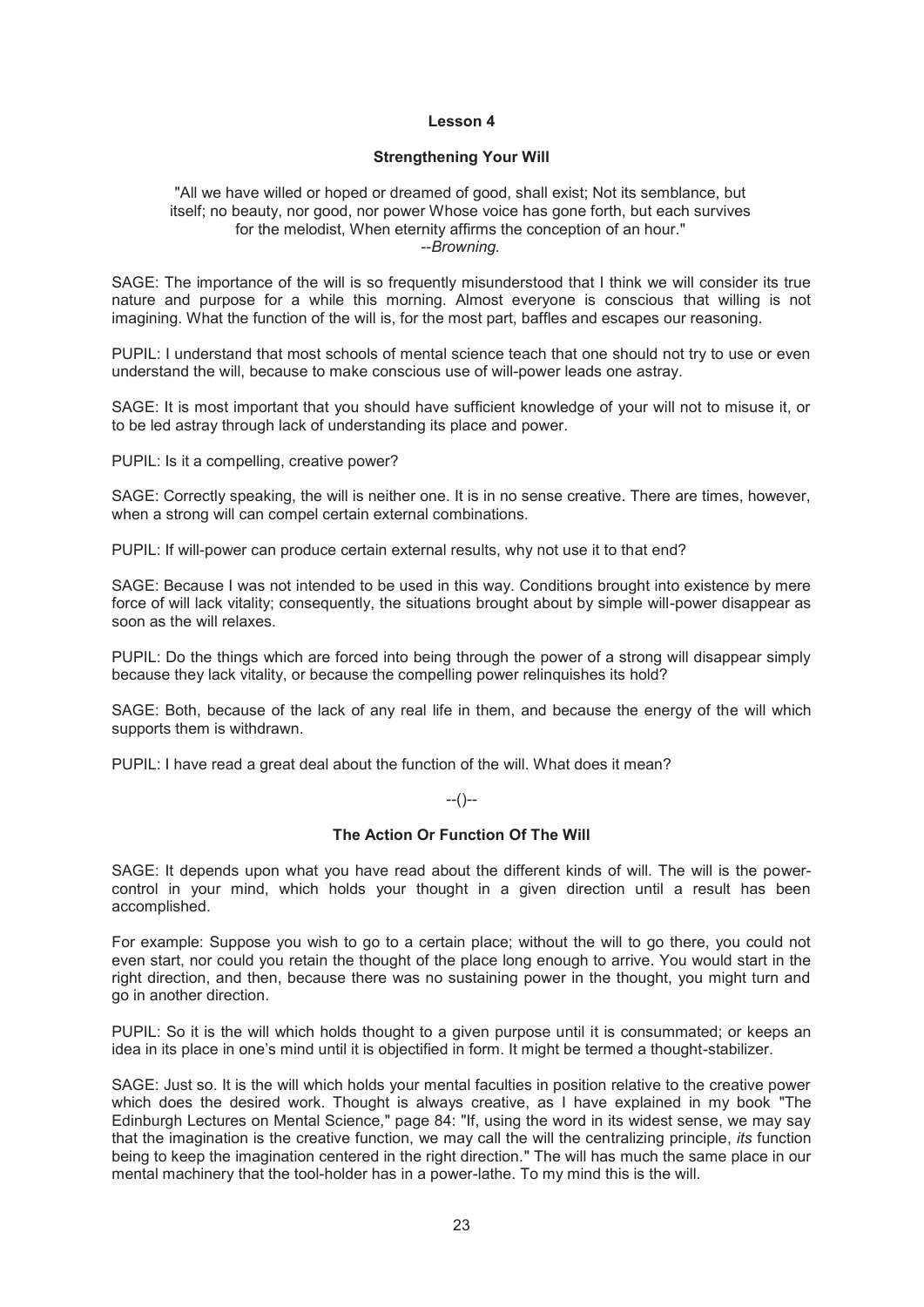## Lesson 4

### Strengthening Your Will

"All we have willed or hoped or dreamed of good, shall exist; Not its semblance, but itself; no beauty, nor good, nor power Whose voice has gone forth, but each survives for the melodist, When eternity affirms the conception of an hour."
--*Browning.*

SAGE: The importance of the will is so frequently misunderstood that I think we will consider its true nature and purpose for a while this morning. Almost everyone is conscious that willing is not imagining. What the function of the will is, for the most part, baffles and escapes our reasoning.

PUPIL: I understand that most schools of mental science teach that one should not try to use or even understand the will, because to make conscious use of will-power leads one astray.

SAGE: It is most important that you should have sufficient knowledge of your will not to misuse it, or to be led astray through lack of understanding its place and power.

PUPIL: Is it a compelling, creative power?

SAGE: Correctly speaking, the will is neither one. It is in no sense creative. There are times, however, when a strong will can compel certain external combinations.

PUPIL: If will-power can produce certain external results, why not use it to that end?

SAGE: Because I was not intended to be used in this way. Conditions brought into existence by mere force of will lack vitality; consequently, the situations brought about by simple will-power disappear as soon as the will relaxes.

PUPIL: Do the things which are forced into being through the power of a strong will disappear simply because they lack vitality, or because the compelling power relinquishes its hold?

SAGE: Both, because of the lack of any real life in them, and because the energy of the will which supports them is withdrawn.

PUPIL: I have read a great deal about the function of the will. What does it mean?

--()--

### The Action Or Function Of The Will

SAGE: It depends upon what you have read about the different kinds of will. The will is the power-control in your mind, which holds your thought in a given direction until a result has been accomplished.

For example: Suppose you wish to go to a certain place; without the will to go there, you could not even start, nor could you retain the thought of the place long enough to arrive. You would start in the right direction, and then, because there was no sustaining power in the thought, you might turn and go in another direction.

PUPIL: So it is the will which holds thought to a given purpose until it is consummated; or keeps an idea in its place in one's mind until it is objectified in form. It might be termed a thought-stabilizer.

SAGE: Just so. It is the will which holds your mental faculties in position relative to the creative power which does the desired work. Thought is always creative, as I have explained in my book "The Edinburgh Lectures on Mental Science," page 84: "If, using the word in its widest sense, we may say that the imagination is the creative function, we may call the will the centralizing principle, *its* function being to keep the imagination centered in the right direction." The will has much the same place in our mental machinery that the tool-holder has in a power-lathe. To my mind this is the will.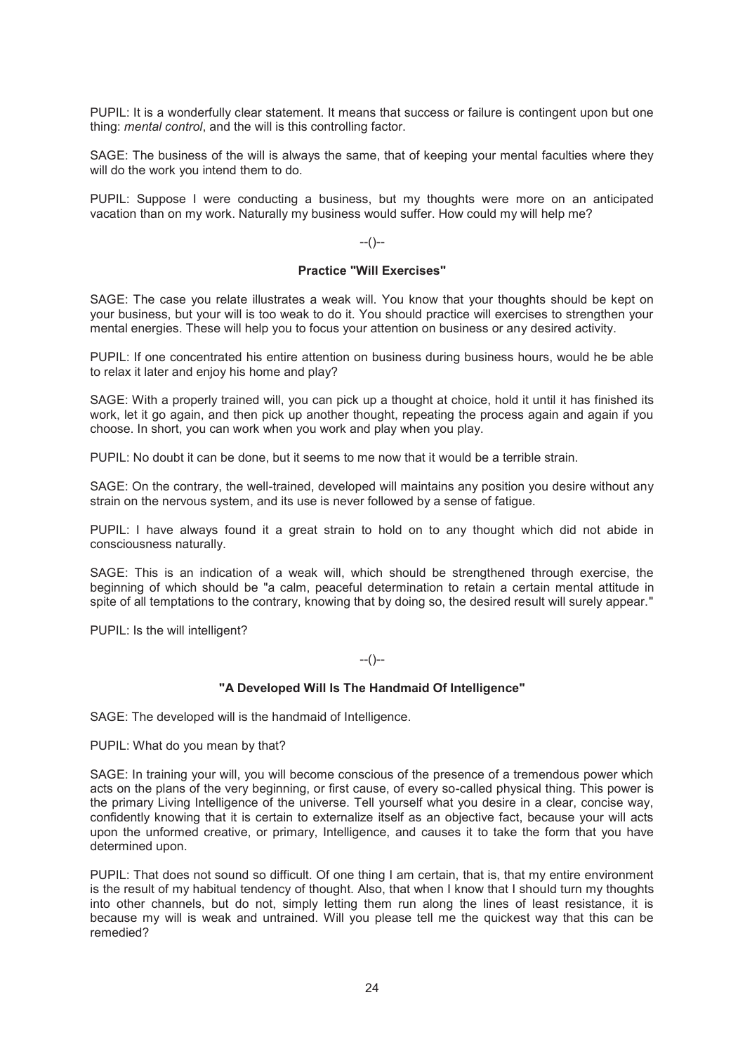PUPIL: It is a wonderfully clear statement. It means that success or failure is contingent upon but one thing: *mental control*, and the will is this controlling factor.

SAGE: The business of the will is always the same, that of keeping your mental faculties where they will do the work you intend them to do.

PUPIL: Suppose I were conducting a business, but my thoughts were more on an anticipated vacation than on my work. Naturally my business would suffer. How could my will help me?

--()--

### Practice "Will Exercises"

SAGE: The case you relate illustrates a weak will. You know that your thoughts should be kept on your business, but your will is too weak to do it. You should practice will exercises to strengthen your mental energies. These will help you to focus your attention on business or any desired activity.

PUPIL: If one concentrated his entire attention on business during business hours, would he be able to relax it later and enjoy his home and play?

SAGE: With a properly trained will, you can pick up a thought at choice, hold it until it has finished its work, let it go again, and then pick up another thought, repeating the process again and again if you choose. In short, you can work when you work and play when you play.

PUPIL: No doubt it can be done, but it seems to me now that it would be a terrible strain.

SAGE: On the contrary, the well-trained, developed will maintains any position you desire without any strain on the nervous system, and its use is never followed by a sense of fatigue.

PUPIL: I have always found it a great strain to hold on to any thought which did not abide in consciousness naturally.

SAGE: This is an indication of a weak will, which should be strengthened through exercise, the beginning of which should be "a calm, peaceful determination to retain a certain mental attitude in spite of all temptations to the contrary, knowing that by doing so, the desired result will surely appear."

PUPIL: Is the will intelligent?

--()--

### "A Developed Will Is The Handmaid Of Intelligence"

SAGE: The developed will is the handmaid of Intelligence.

PUPIL: What do you mean by that?

SAGE: In training your will, you will become conscious of the presence of a tremendous power which acts on the plans of the very beginning, or first cause, of every so-called physical thing. This power is the primary Living Intelligence of the universe. Tell yourself what you desire in a clear, concise way, confidently knowing that it is certain to externalize itself as an objective fact, because your will acts upon the unformed creative, or primary, Intelligence, and causes it to take the form that you have determined upon.

PUPIL: That does not sound so difficult. Of one thing I am certain, that is, that my entire environment is the result of my habitual tendency of thought. Also, that when I know that I should turn my thoughts into other channels, but do not, simply letting them run along the lines of least resistance, it is because my will is weak and untrained. Will you please tell me the quickest way that this can be remedied?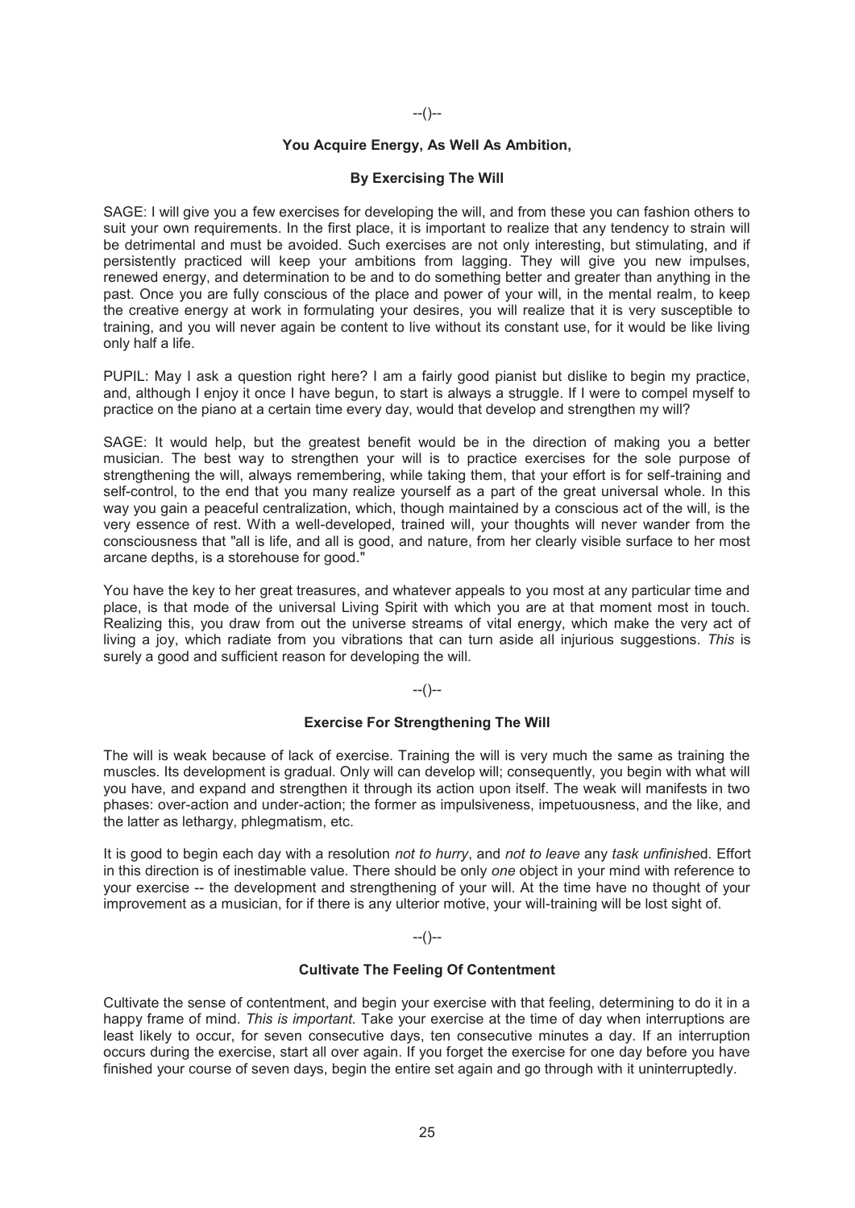--()--

**You Acquire Energy, As Well As Ambition,**

**By Exercising The Will**

SAGE: I will give you a few exercises for developing the will, and from these you can fashion others to suit your own requirements. In the first place, it is important to realize that any tendency to strain will be detrimental and must be avoided. Such exercises are not only interesting, but stimulating, and if persistently practiced will keep your ambitions from lagging. They will give you new impulses, renewed energy, and determination to be and to do something better and greater than anything in the past. Once you are fully conscious of the place and power of your will, in the mental realm, to keep the creative energy at work in formulating your desires, you will realize that it is very susceptible to training, and you will never again be content to live without its constant use, for it would be like living only half a life.

PUPIL: May I ask a question right here? I am a fairly good pianist but dislike to begin my practice, and, although I enjoy it once I have begun, to start is always a struggle. If I were to compel myself to practice on the piano at a certain time every day, would that develop and strengthen my will?

SAGE: It would help, but the greatest benefit would be in the direction of making you a better musician. The best way to strengthen your will is to practice exercises for the sole purpose of strengthening the will, always remembering, while taking them, that your effort is for self-training and self-control, to the end that you many realize yourself as a part of the great universal whole. In this way you gain a peaceful centralization, which, though maintained by a conscious act of the will, is the very essence of rest. With a well-developed, trained will, your thoughts will never wander from the consciousness that "all is life, and all is good, and nature, from her clearly visible surface to her most arcane depths, is a storehouse for good."

You have the key to her great treasures, and whatever appeals to you most at any particular time and place, is that mode of the universal Living Spirit with which you are at that moment most in touch. Realizing this, you draw from out the universe streams of vital energy, which make the very act of living a joy, which radiate from you vibrations that can turn aside all injurious suggestions. *This* is surely a good and sufficient reason for developing the will.

--()--

**Exercise For Strengthening The Will**

The will is weak because of lack of exercise. Training the will is very much the same as training the muscles. Its development is gradual. Only will can develop will; consequently, you begin with what will you have, and expand and strengthen it through its action upon itself. The weak will manifests in two phases: over-action and under-action; the former as impulsiveness, impetuousness, and the like, and the latter as lethargy, phlegmatism, etc.

It is good to begin each day with a resolution *not to hurry*, and *not to leave* any *task unfinishe*d. Effort in this direction is of inestimable value. There should be only *one* object in your mind with reference to your exercise -- the development and strengthening of your will. At the time have no thought of your improvement as a musician, for if there is any ulterior motive, your will-training will be lost sight of.

--()--

**Cultivate The Feeling Of Contentment**

Cultivate the sense of contentment, and begin your exercise with that feeling, determining to do it in a happy frame of mind. *This is important.* Take your exercise at the time of day when interruptions are least likely to occur, for seven consecutive days, ten consecutive minutes a day. If an interruption occurs during the exercise, start all over again. If you forget the exercise for one day before you have finished your course of seven days, begin the entire set again and go through with it uninterruptedly.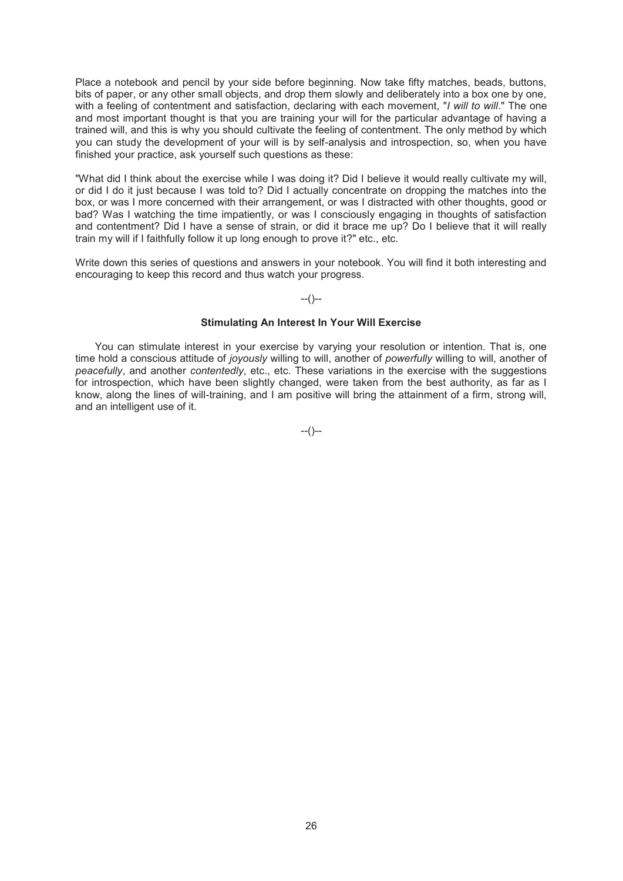Place a notebook and pencil by your side before beginning. Now take fifty matches, beads, buttons, bits of paper, or any other small objects, and drop them slowly and deliberately into a box one by one, with a feeling of contentment and satisfaction, declaring with each movement, "*I will to will*." The one and most important thought is that you are training your will for the particular advantage of having a trained will, and this is why you should cultivate the feeling of contentment. The only method by which you can study the development of your will is by self-analysis and introspection, so, when you have finished your practice, ask yourself such questions as these:

"What did I think about the exercise while I was doing it? Did I believe it would really cultivate my will, or did I do it just because I was told to? Did I actually concentrate on dropping the matches into the box, or was I more concerned with their arrangement, or was I distracted with other thoughts, good or bad? Was I watching the time impatiently, or was I consciously engaging in thoughts of satisfaction and contentment? Did I have a sense of strain, or did it brace me up? Do I believe that it will really train my will if I faithfully follow it up long enough to prove it?" etc., etc.

Write down this series of questions and answers in your notebook. You will find it both interesting and encouraging to keep this record and thus watch your progress.

--()--

**Stimulating An Interest In Your Will Exercise**

You can stimulate interest in your exercise by varying your resolution or intention. That is, one time hold a conscious attitude of *joyously* willing to will, another of *powerfully* willing to will, another of *peacefully*, and another *contentedly*, etc., etc. These variations in the exercise with the suggestions for introspection, which have been slightly changed, were taken from the best authority, as far as I know, along the lines of will-training, and I am positive will bring the attainment of a firm, strong will, and an intelligent use of it.

--()--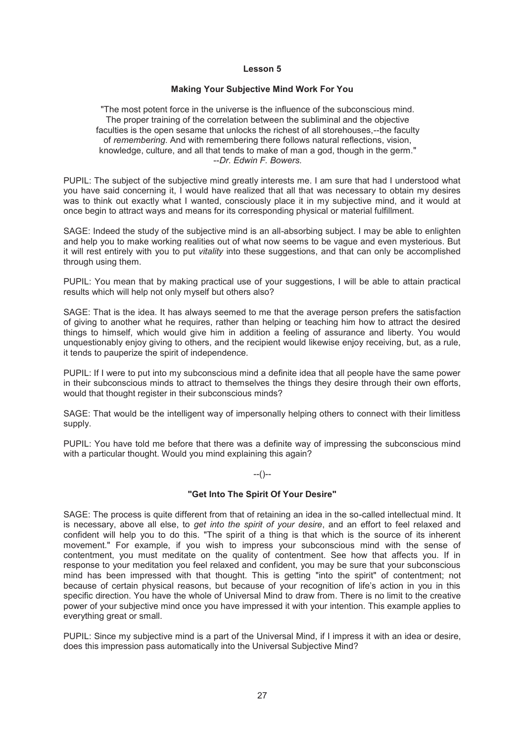## Lesson 5

### Making Your Subjective Mind Work For You

"The most potent force in the universe is the influence of the subconscious mind. The proper training of the correlation between the subliminal and the objective faculties is the open sesame that unlocks the richest of all storehouses,--the faculty of *remembering*. And with remembering there follows natural reflections, vision, knowledge, culture, and all that tends to make of man a god, though in the germ."
*--Dr. Edwin F. Bowers.*

PUPIL: The subject of the subjective mind greatly interests me. I am sure that had I understood what you have said concerning it, I would have realized that all that was necessary to obtain my desires was to think out exactly what I wanted, consciously place it in my subjective mind, and it would at once begin to attract ways and means for its corresponding physical or material fulfillment.

SAGE: Indeed the study of the subjective mind is an all-absorbing subject. I may be able to enlighten and help you to make working realities out of what now seems to be vague and even mysterious. But it will rest entirely with you to put *vitality* into these suggestions, and that can only be accomplished through using them.

PUPIL: You mean that by making practical use of your suggestions, I will be able to attain practical results which will help not only myself but others also?

SAGE: That is the idea. It has always seemed to me that the average person prefers the satisfaction of giving to another what he requires, rather than helping or teaching him how to attract the desired things to himself, which would give him in addition a feeling of assurance and liberty. You would unquestionably enjoy giving to others, and the recipient would likewise enjoy receiving, but, as a rule, it tends to pauperize the spirit of independence.

PUPIL: If I were to put into my subconscious mind a definite idea that all people have the same power in their subconscious minds to attract to themselves the things they desire through their own efforts, would that thought register in their subconscious minds?

SAGE: That would be the intelligent way of impersonally helping others to connect with their limitless supply.

PUPIL: You have told me before that there was a definite way of impressing the subconscious mind with a particular thought. Would you mind explaining this again?

--()--

### "Get Into The Spirit Of Your Desire"

SAGE: The process is quite different from that of retaining an idea in the so-called intellectual mind. It is necessary, above all else, to *get into the spirit of your desire*, and an effort to feel relaxed and confident will help you to do this. "The spirit of a thing is that which is the source of its inherent movement." For example, if you wish to impress your subconscious mind with the sense of contentment, you must meditate on the quality of contentment. See how that affects you. If in response to your meditation you feel relaxed and confident, you may be sure that your subconscious mind has been impressed with that thought. This is getting "into the spirit" of contentment; not because of certain physical reasons, but because of your recognition of life's action in you in this specific direction. You have the whole of Universal Mind to draw from. There is no limit to the creative power of your subjective mind once you have impressed it with your intention. This example applies to everything great or small.

PUPIL: Since my subjective mind is a part of the Universal Mind, if I impress it with an idea or desire, does this impression pass automatically into the Universal Subjective Mind?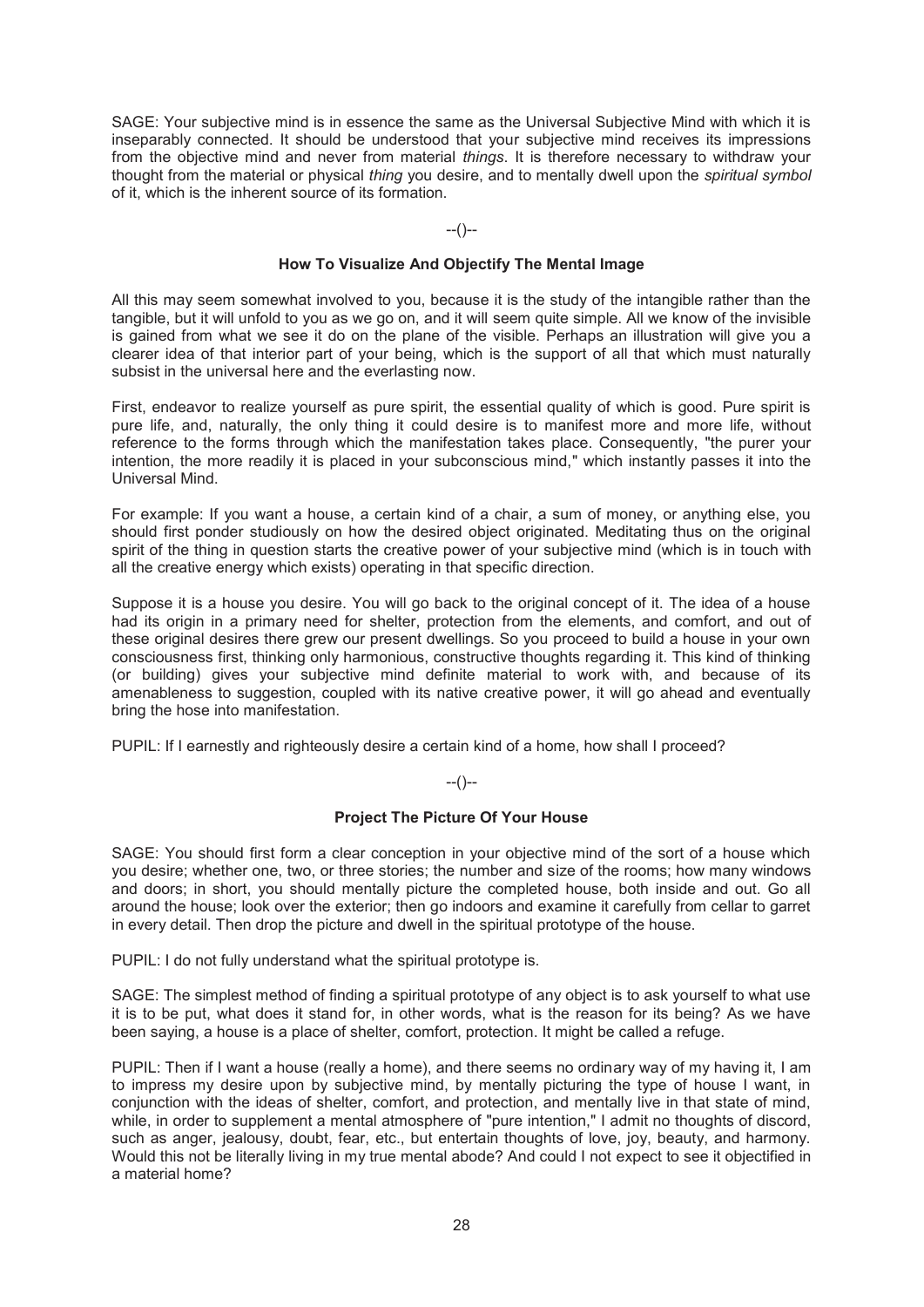SAGE: Your subjective mind is in essence the same as the Universal Subjective Mind with which it is inseparably connected. It should be understood that your subjective mind receives its impressions from the objective mind and never from material *things*. It is therefore necessary to withdraw your thought from the material or physical *thing* you desire, and to mentally dwell upon the *spiritual symbol* of it, which is the inherent source of its formation.

--()--

### How To Visualize And Objectify The Mental Image

All this may seem somewhat involved to you, because it is the study of the intangible rather than the tangible, but it will unfold to you as we go on, and it will seem quite simple. All we know of the invisible is gained from what we see it do on the plane of the visible. Perhaps an illustration will give you a clearer idea of that interior part of your being, which is the support of all that which must naturally subsist in the universal here and the everlasting now.

First, endeavor to realize yourself as pure spirit, the essential quality of which is good. Pure spirit is pure life, and, naturally, the only thing it could desire is to manifest more and more life, without reference to the forms through which the manifestation takes place. Consequently, "the purer your intention, the more readily it is placed in your subconscious mind," which instantly passes it into the Universal Mind.

For example: If you want a house, a certain kind of a chair, a sum of money, or anything else, you should first ponder studiously on how the desired object originated. Meditating thus on the original spirit of the thing in question starts the creative power of your subjective mind (which is in touch with all the creative energy which exists) operating in that specific direction.

Suppose it is a house you desire. You will go back to the original concept of it. The idea of a house had its origin in a primary need for shelter, protection from the elements, and comfort, and out of these original desires there grew our present dwellings. So you proceed to build a house in your own consciousness first, thinking only harmonious, constructive thoughts regarding it. This kind of thinking (or building) gives your subjective mind definite material to work with, and because of its amenableness to suggestion, coupled with its native creative power, it will go ahead and eventually bring the hose into manifestation.

PUPIL: If I earnestly and righteously desire a certain kind of a home, how shall I proceed?

--()--

### Project The Picture Of Your House

SAGE: You should first form a clear conception in your objective mind of the sort of a house which you desire; whether one, two, or three stories; the number and size of the rooms; how many windows and doors; in short, you should mentally picture the completed house, both inside and out. Go all around the house; look over the exterior; then go indoors and examine it carefully from cellar to garret in every detail. Then drop the picture and dwell in the spiritual prototype of the house.

PUPIL: I do not fully understand what the spiritual prototype is.

SAGE: The simplest method of finding a spiritual prototype of any object is to ask yourself to what use it is to be put, what does it stand for, in other words, what is the reason for its being? As we have been saying, a house is a place of shelter, comfort, protection. It might be called a refuge.

PUPIL: Then if I want a house (really a home), and there seems no ordinary way of my having it, I am to impress my desire upon by subjective mind, by mentally picturing the type of house I want, in conjunction with the ideas of shelter, comfort, and protection, and mentally live in that state of mind, while, in order to supplement a mental atmosphere of "pure intention," I admit no thoughts of discord, such as anger, jealousy, doubt, fear, etc., but entertain thoughts of love, joy, beauty, and harmony. Would this not be literally living in my true mental abode? And could I not expect to see it objectified in a material home?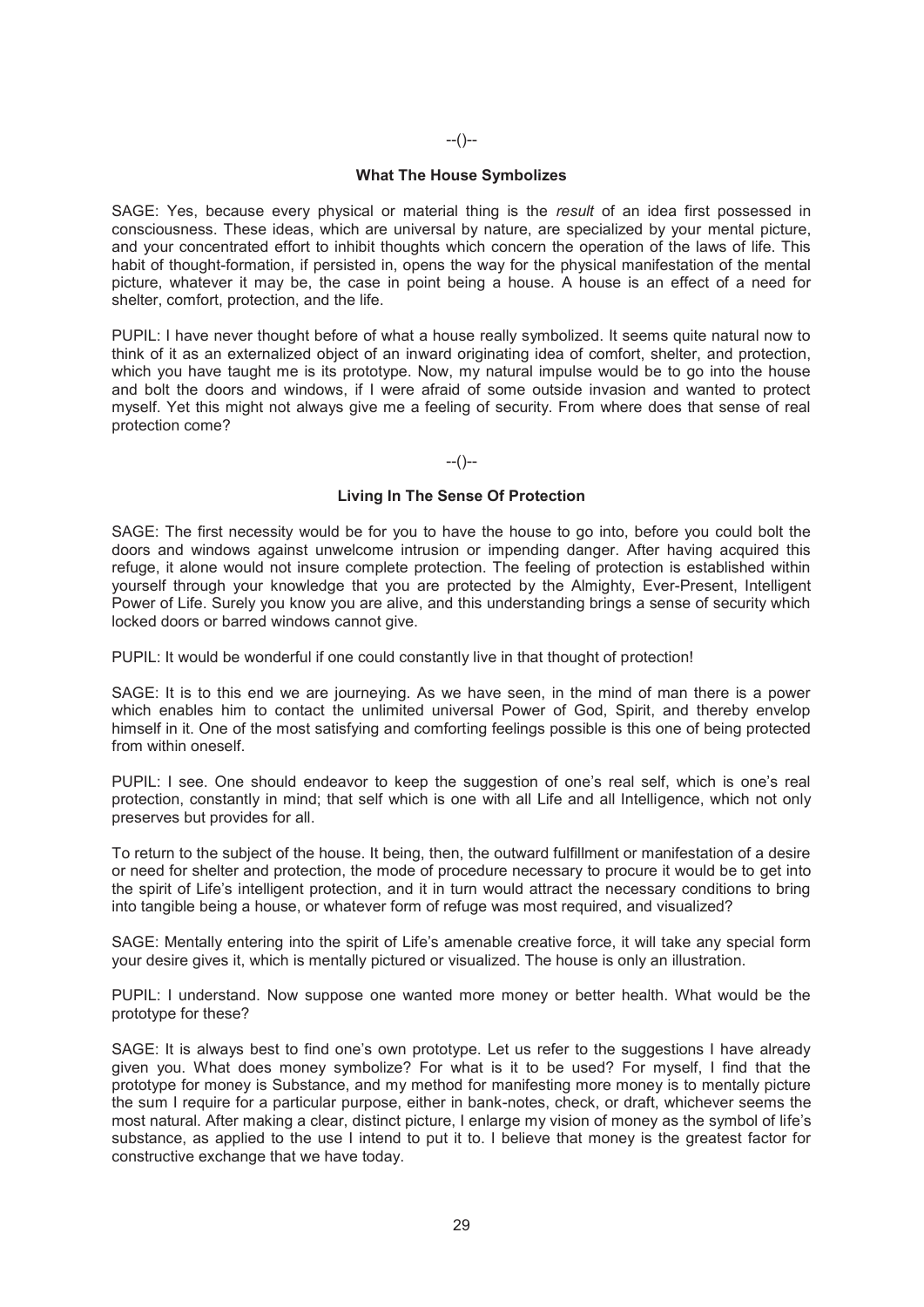--()--

### What The House Symbolizes

SAGE: Yes, because every physical or material thing is the *result* of an idea first possessed in consciousness. These ideas, which are universal by nature, are specialized by your mental picture, and your concentrated effort to inhibit thoughts which concern the operation of the laws of life. This habit of thought-formation, if persisted in, opens the way for the physical manifestation of the mental picture, whatever it may be, the case in point being a house. A house is an effect of a need for shelter, comfort, protection, and the life.

PUPIL: I have never thought before of what a house really symbolized. It seems quite natural now to think of it as an externalized object of an inward originating idea of comfort, shelter, and protection, which you have taught me is its prototype. Now, my natural impulse would be to go into the house and bolt the doors and windows, if I were afraid of some outside invasion and wanted to protect myself. Yet this might not always give me a feeling of security. From where does that sense of real protection come?

--()--

### Living In The Sense Of Protection

SAGE: The first necessity would be for you to have the house to go into, before you could bolt the doors and windows against unwelcome intrusion or impending danger. After having acquired this refuge, it alone would not insure complete protection. The feeling of protection is established within yourself through your knowledge that you are protected by the Almighty, Ever-Present, Intelligent Power of Life. Surely you know you are alive, and this understanding brings a sense of security which locked doors or barred windows cannot give.

PUPIL: It would be wonderful if one could constantly live in that thought of protection!

SAGE: It is to this end we are journeying. As we have seen, in the mind of man there is a power which enables him to contact the unlimited universal Power of God, Spirit, and thereby envelop himself in it. One of the most satisfying and comforting feelings possible is this one of being protected from within oneself.

PUPIL: I see. One should endeavor to keep the suggestion of one's real self, which is one's real protection, constantly in mind; that self which is one with all Life and all Intelligence, which not only preserves but provides for all.

To return to the subject of the house. It being, then, the outward fulfillment or manifestation of a desire or need for shelter and protection, the mode of procedure necessary to procure it would be to get into the spirit of Life's intelligent protection, and it in turn would attract the necessary conditions to bring into tangible being a house, or whatever form of refuge was most required, and visualized?

SAGE: Mentally entering into the spirit of Life's amenable creative force, it will take any special form your desire gives it, which is mentally pictured or visualized. The house is only an illustration.

PUPIL: I understand. Now suppose one wanted more money or better health. What would be the prototype for these?

SAGE: It is always best to find one's own prototype. Let us refer to the suggestions I have already given you. What does money symbolize? For what is it to be used? For myself, I find that the prototype for money is Substance, and my method for manifesting more money is to mentally picture the sum I require for a particular purpose, either in bank-notes, check, or draft, whichever seems the most natural. After making a clear, distinct picture, I enlarge my vision of money as the symbol of life's substance, as applied to the use I intend to put it to. I believe that money is the greatest factor for constructive exchange that we have today.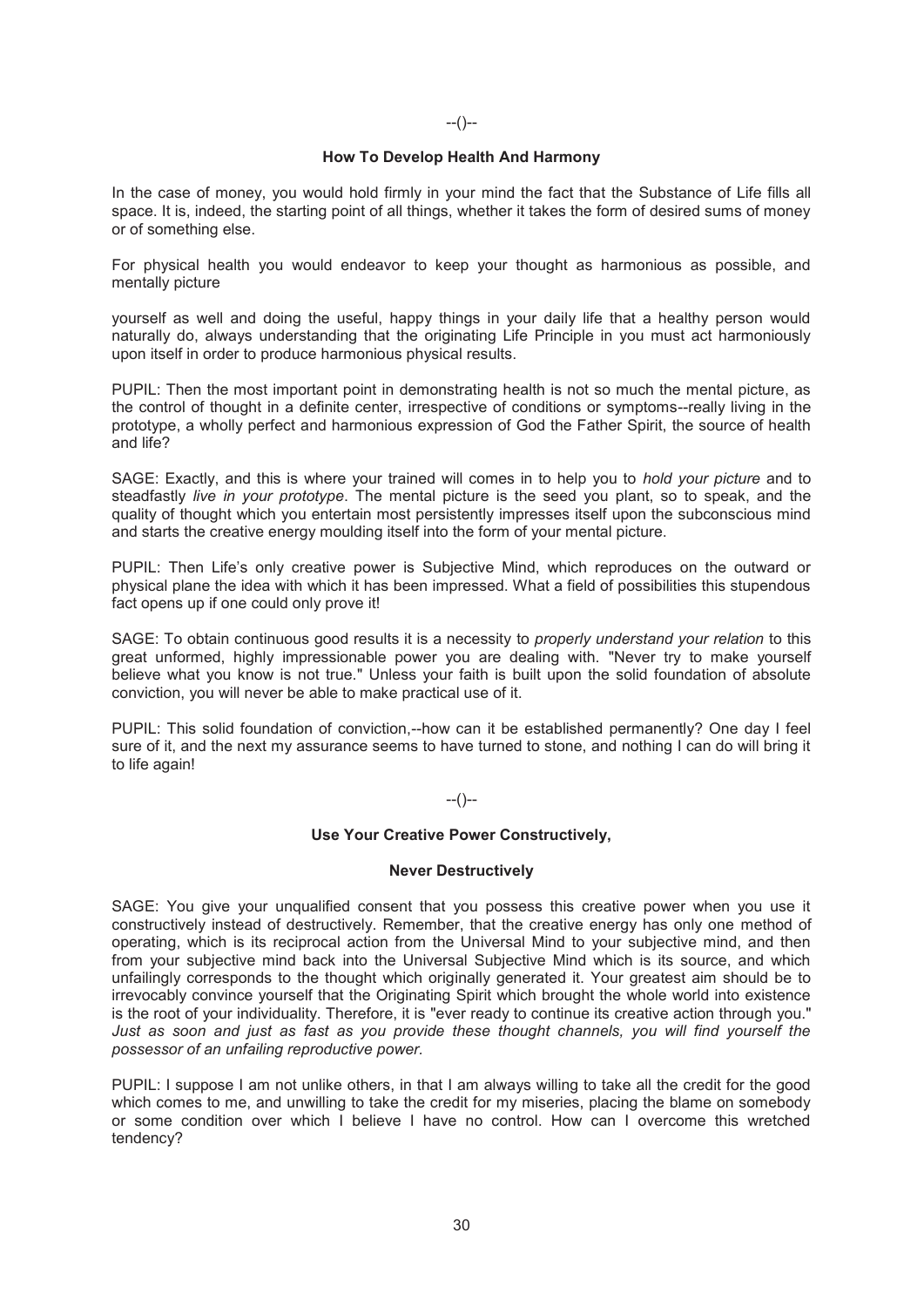--()--

### How To Develop Health And Harmony

In the case of money, you would hold firmly in your mind the fact that the Substance of Life fills all space. It is, indeed, the starting point of all things, whether it takes the form of desired sums of money or of something else.

For physical health you would endeavor to keep your thought as harmonious as possible, and mentally picture yourself as well and doing the useful, happy things in your daily life that a healthy person would naturally do, always understanding that the originating Life Principle in you must act harmoniously upon itself in order to produce harmonious physical results.

PUPIL: Then the most important point in demonstrating health is not so much the mental picture, as the control of thought in a definite center, irrespective of conditions or symptoms--really living in the prototype, a wholly perfect and harmonious expression of God the Father Spirit, the source of health and life?

SAGE: Exactly, and this is where your trained will comes in to help you to *hold your picture* and to steadfastly *live in your prototype*. The mental picture is the seed you plant, so to speak, and the quality of thought which you entertain most persistently impresses itself upon the subconscious mind and starts the creative energy moulding itself into the form of your mental picture.

PUPIL: Then Life's only creative power is Subjective Mind, which reproduces on the outward or physical plane the idea with which it has been impressed. What a field of possibilities this stupendous fact opens up if one could only prove it!

SAGE: To obtain continuous good results it is a necessity to *properly understand your relation* to this great unformed, highly impressionable power you are dealing with. "Never try to make yourself believe what you know is not true." Unless your faith is built upon the solid foundation of absolute conviction, you will never be able to make practical use of it.

PUPIL: This solid foundation of conviction,--how can it be established permanently? One day I feel sure of it, and the next my assurance seems to have turned to stone, and nothing I can do will bring it to life again!

--()--

### Use Your Creative Power Constructively,

### Never Destructively

SAGE: You give your unqualified consent that you possess this creative power when you use it constructively instead of destructively. Remember, that the creative energy has only one method of operating, which is its reciprocal action from the Universal Mind to your subjective mind, and then from your subjective mind back into the Universal Subjective Mind which is its source, and which unfailingly corresponds to the thought which originally generated it. Your greatest aim should be to irrevocably convince yourself that the Originating Spirit which brought the whole world into existence is the root of your individuality. Therefore, it is "ever ready to continue its creative action through you." *Just as soon and just as fast as you provide these thought channels, you will find yourself the possessor of an unfailing reproductive power.*

PUPIL: I suppose I am not unlike others, in that I am always willing to take all the credit for the good which comes to me, and unwilling to take the credit for my miseries, placing the blame on somebody or some condition over which I believe I have no control. How can I overcome this wretched tendency?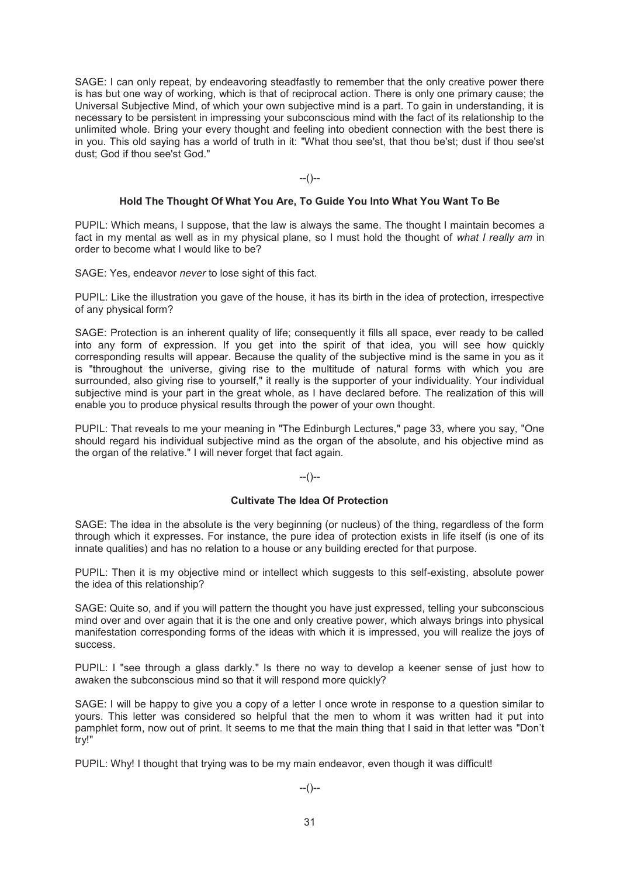SAGE: I can only repeat, by endeavoring steadfastly to remember that the only creative power there is has but one way of working, which is that of reciprocal action. There is only one primary cause; the Universal Subjective Mind, of which your own subjective mind is a part. To gain in understanding, it is necessary to be persistent in impressing your subconscious mind with the fact of its relationship to the unlimited whole. Bring your every thought and feeling into obedient connection with the best there is in you. This old saying has a world of truth in it: "What thou see'st, that thou be'st; dust if thou see'st dust; God if thou see'st God."

--()--

### Hold The Thought Of What You Are, To Guide You Into What You Want To Be

PUPIL: Which means, I suppose, that the law is always the same. The thought I maintain becomes a fact in my mental as well as in my physical plane, so I must hold the thought of *what I really am* in order to become what I would like to be?

SAGE: Yes, endeavor *never* to lose sight of this fact.

PUPIL: Like the illustration you gave of the house, it has its birth in the idea of protection, irrespective of any physical form?

SAGE: Protection is an inherent quality of life; consequently it fills all space, ever ready to be called into any form of expression. If you get into the spirit of that idea, you will see how quickly corresponding results will appear. Because the quality of the subjective mind is the same in you as it is "throughout the universe, giving rise to the multitude of natural forms with which you are surrounded, also giving rise to yourself," it really is the supporter of your individuality. Your individual subjective mind is your part in the great whole, as I have declared before. The realization of this will enable you to produce physical results through the power of your own thought.

PUPIL: That reveals to me your meaning in "The Edinburgh Lectures," page 33, where you say, "One should regard his individual subjective mind as the organ of the absolute, and his objective mind as the organ of the relative." I will never forget that fact again.

--()--

### Cultivate The Idea Of Protection

SAGE: The idea in the absolute is the very beginning (or nucleus) of the thing, regardless of the form through which it expresses. For instance, the pure idea of protection exists in life itself (is one of its innate qualities) and has no relation to a house or any building erected for that purpose.

PUPIL: Then it is my objective mind or intellect which suggests to this self-existing, absolute power the idea of this relationship?

SAGE: Quite so, and if you will pattern the thought you have just expressed, telling your subconscious mind over and over again that it is the one and only creative power, which always brings into physical manifestation corresponding forms of the ideas with which it is impressed, you will realize the joys of success.

PUPIL: I "see through a glass darkly." Is there no way to develop a keener sense of just how to awaken the subconscious mind so that it will respond more quickly?

SAGE: I will be happy to give you a copy of a letter I once wrote in response to a question similar to yours. This letter was considered so helpful that the men to whom it was written had it put into pamphlet form, now out of print. It seems to me that the main thing that I said in that letter was "Don't try!"

PUPIL: Why! I thought that trying was to be my main endeavor, even though it was difficult!

--()--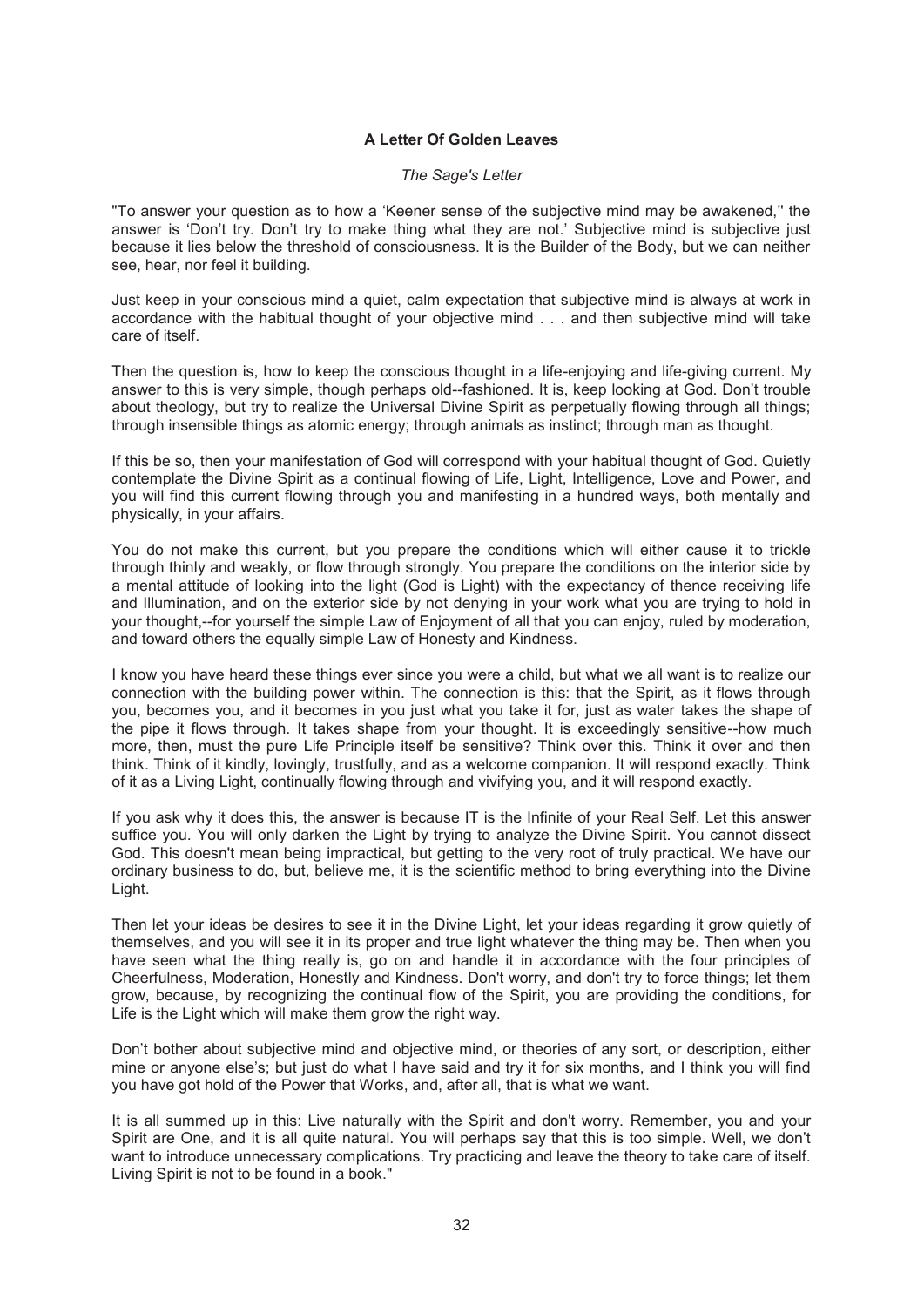### A Letter Of Golden Leaves

*The Sage's Letter*

"To answer your question as to how a 'Keener sense of the subjective mind may be awakened,'' the answer is 'Don't try. Don't try to make thing what they are not.' Subjective mind is subjective just because it lies below the threshold of consciousness. It is the Builder of the Body, but we can neither see, hear, nor feel it building.

Just keep in your conscious mind a quiet, calm expectation that subjective mind is always at work in accordance with the habitual thought of your objective mind . . . and then subjective mind will take care of itself.

Then the question is, how to keep the conscious thought in a life-enjoying and life-giving current. My answer to this is very simple, though perhaps old--fashioned. It is, keep looking at God. Don't trouble about theology, but try to realize the Universal Divine Spirit as perpetually flowing through all things; through insensible things as atomic energy; through animals as instinct; through man as thought.

If this be so, then your manifestation of God will correspond with your habitual thought of God. Quietly contemplate the Divine Spirit as a continual flowing of Life, Light, Intelligence, Love and Power, and you will find this current flowing through you and manifesting in a hundred ways, both mentally and physically, in your affairs.

You do not make this current, but you prepare the conditions which will either cause it to trickle through thinly and weakly, or flow through strongly. You prepare the conditions on the interior side by a mental attitude of looking into the light (God is Light) with the expectancy of thence receiving life and Illumination, and on the exterior side by not denying in your work what you are trying to hold in your thought,--for yourself the simple Law of Enjoyment of all that you can enjoy, ruled by moderation, and toward others the equally simple Law of Honesty and Kindness.

I know you have heard these things ever since you were a child, but what we all want is to realize our connection with the building power within. The connection is this: that the Spirit, as it flows through you, becomes you, and it becomes in you just what you take it for, just as water takes the shape of the pipe it flows through. It takes shape from your thought. It is exceedingly sensitive--how much more, then, must the pure Life Principle itself be sensitive? Think over this. Think it over and then think. Think of it kindly, lovingly, trustfully, and as a welcome companion. It will respond exactly. Think of it as a Living Light, continually flowing through and vivifying you, and it will respond exactly.

If you ask why it does this, the answer is because IT is the Infinite of your Real Self. Let this answer suffice you. You will only darken the Light by trying to analyze the Divine Spirit. You cannot dissect God. This doesn't mean being impractical, but getting to the very root of truly practical. We have our ordinary business to do, but, believe me, it is the scientific method to bring everything into the Divine Light.

Then let your ideas be desires to see it in the Divine Light, let your ideas regarding it grow quietly of themselves, and you will see it in its proper and true light whatever the thing may be. Then when you have seen what the thing really is, go on and handle it in accordance with the four principles of Cheerfulness, Moderation, Honestly and Kindness. Don't worry, and don't try to force things; let them grow, because, by recognizing the continual flow of the Spirit, you are providing the conditions, for Life is the Light which will make them grow the right way.

Don't bother about subjective mind and objective mind, or theories of any sort, or description, either mine or anyone else's; but just do what I have said and try it for six months, and I think you will find you have got hold of the Power that Works, and, after all, that is what we want.

It is all summed up in this: Live naturally with the Spirit and don't worry. Remember, you and your Spirit are One, and it is all quite natural. You will perhaps say that this is too simple. Well, we don't want to introduce unnecessary complications. Try practicing and leave the theory to take care of itself. Living Spirit is not to be found in a book."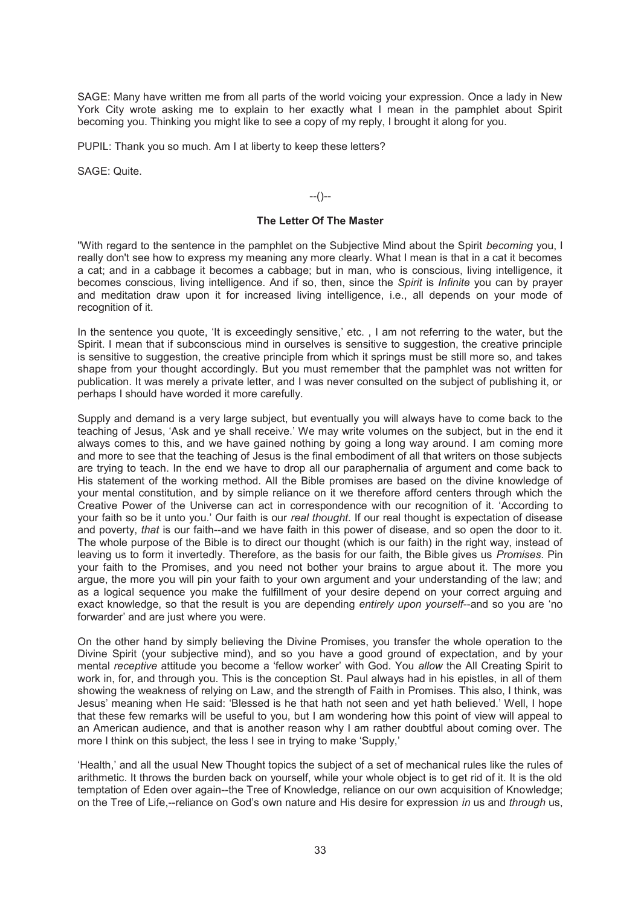SAGE: Many have written me from all parts of the world voicing your expression. Once a lady in New York City wrote asking me to explain to her exactly what I mean in the pamphlet about Spirit becoming you. Thinking you might like to see a copy of my reply, I brought it along for you.

PUPIL: Thank you so much. Am I at liberty to keep these letters?

SAGE: Quite.

--()--

### The Letter Of The Master

"With regard to the sentence in the pamphlet on the Subjective Mind about the Spirit *becoming* you, I really don't see how to express my meaning any more clearly. What I mean is that in a cat it becomes a cat; and in a cabbage it becomes a cabbage; but in man, who is conscious, living intelligence, it becomes conscious, living intelligence. And if so, then, since the *Spirit* is *Infinite* you can by prayer and meditation draw upon it for increased living intelligence, i.e., all depends on your mode of recognition of it.

In the sentence you quote, 'It is exceedingly sensitive,' etc. , I am not referring to the water, but the Spirit. I mean that if subconscious mind in ourselves is sensitive to suggestion, the creative principle is sensitive to suggestion, the creative principle from which it springs must be still more so, and takes shape from your thought accordingly. But you must remember that the pamphlet was not written for publication. It was merely a private letter, and I was never consulted on the subject of publishing it, or perhaps I should have worded it more carefully.

Supply and demand is a very large subject, but eventually you will always have to come back to the teaching of Jesus, 'Ask and ye shall receive.' We may write volumes on the subject, but in the end it always comes to this, and we have gained nothing by going a long way around. I am coming more and more to see that the teaching of Jesus is the final embodiment of all that writers on those subjects are trying to teach. In the end we have to drop all our paraphernalia of argument and come back to His statement of the working method. All the Bible promises are based on the divine knowledge of your mental constitution, and by simple reliance on it we therefore afford centers through which the Creative Power of the Universe can act in correspondence with our recognition of it. 'According to your faith so be it unto you.' Our faith is our *real thought*. If our real thought is expectation of disease and poverty, *that* is our faith--and we have faith in this power of disease, and so open the door to it. The whole purpose of the Bible is to direct our thought (which is our faith) in the right way, instead of leaving us to form it invertedly. Therefore, as the basis for our faith, the Bible gives us *Promises*. Pin your faith to the Promises, and you need not bother your brains to argue about it. The more you argue, the more you will pin your faith to your own argument and your understanding of the law; and as a logical sequence you make the fulfillment of your desire depend on your correct arguing and exact knowledge, so that the result is you are depending *entirely upon yourself*--and so you are 'no forwarder' and are just where you were.

On the other hand by simply believing the Divine Promises, you transfer the whole operation to the Divine Spirit (your subjective mind), and so you have a good ground of expectation, and by your mental *receptive* attitude you become a 'fellow worker' with God. You *allow* the All Creating Spirit to work in, for, and through you. This is the conception St. Paul always had in his epistles, in all of them showing the weakness of relying on Law, and the strength of Faith in Promises. This also, I think, was Jesus' meaning when He said: 'Blessed is he that hath not seen and yet hath believed.' Well, I hope that these few remarks will be useful to you, but I am wondering how this point of view will appeal to an American audience, and that is another reason why I am rather doubtful about coming over. The more I think on this subject, the less I see in trying to make 'Supply,'

'Health,' and all the usual New Thought topics the subject of a set of mechanical rules like the rules of arithmetic. It throws the burden back on yourself, while your whole object is to get rid of it. It is the old temptation of Eden over again--the Tree of Knowledge, reliance on our own acquisition of Knowledge; on the Tree of Life,--reliance on God's own nature and His desire for expression *in* us and *through* us,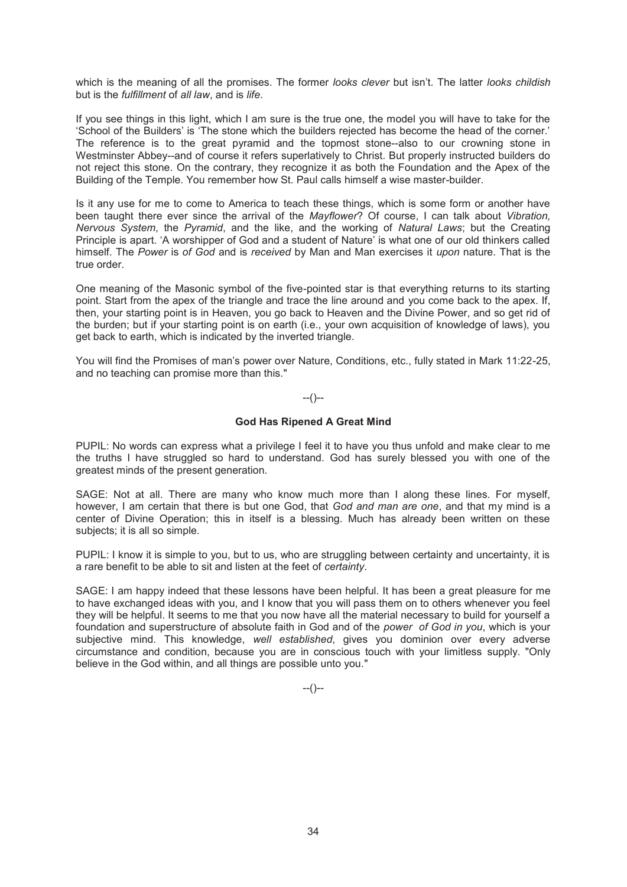which is the meaning of all the promises. The former *looks clever* but isn't. The latter *looks childish* but is the *fulfillment* of *all law*, and is *life*.

If you see things in this light, which I am sure is the true one, the model you will have to take for the 'School of the Builders' is 'The stone which the builders rejected has become the head of the corner.' The reference is to the great pyramid and the topmost stone--also to our crowning stone in Westminster Abbey--and of course it refers superlatively to Christ. But properly instructed builders do not reject this stone. On the contrary, they recognize it as both the Foundation and the Apex of the Building of the Temple. You remember how St. Paul calls himself a wise master-builder.

Is it any use for me to come to America to teach these things, which is some form or another have been taught there ever since the arrival of the *Mayflower*? Of course, I can talk about *Vibration, Nervous System*, the *Pyramid*, and the like, and the working of *Natural Laws*; but the Creating Principle is apart. 'A worshipper of God and a student of Nature' is what one of our old thinkers called himself. The *Power* is *of God* and is *received* by Man and Man exercises it *upon* nature. That is the true order.

One meaning of the Masonic symbol of the five-pointed star is that everything returns to its starting point. Start from the apex of the triangle and trace the line around and you come back to the apex. If, then, your starting point is in Heaven, you go back to Heaven and the Divine Power, and so get rid of the burden; but if your starting point is on earth (i.e., your own acquisition of knowledge of laws), you get back to earth, which is indicated by the inverted triangle.

You will find the Promises of man's power over Nature, Conditions, etc., fully stated in Mark 11:22-25, and no teaching can promise more than this."

--()--

### God Has Ripened A Great Mind

PUPIL: No words can express what a privilege I feel it to have you thus unfold and make clear to me the truths I have struggled so hard to understand. God has surely blessed you with one of the greatest minds of the present generation.

SAGE: Not at all. There are many who know much more than I along these lines. For myself, however, I am certain that there is but one God, that *God and man are one*, and that my mind is a center of Divine Operation; this in itself is a blessing. Much has already been written on these subjects; it is all so simple.

PUPIL: I know it is simple to you, but to us, who are struggling between certainty and uncertainty, it is a rare benefit to be able to sit and listen at the feet of *certainty*.

SAGE: I am happy indeed that these lessons have been helpful. It has been a great pleasure for me to have exchanged ideas with you, and I know that you will pass them on to others whenever you feel they will be helpful. It seems to me that you now have all the material necessary to build for yourself a foundation and superstructure of absolute faith in God and of the *power of God in you*, which is your subjective mind. This knowledge, *well established*, gives you dominion over every adverse circumstance and condition, because you are in conscious touch with your limitless supply. "Only believe in the God within, and all things are possible unto you."

--()--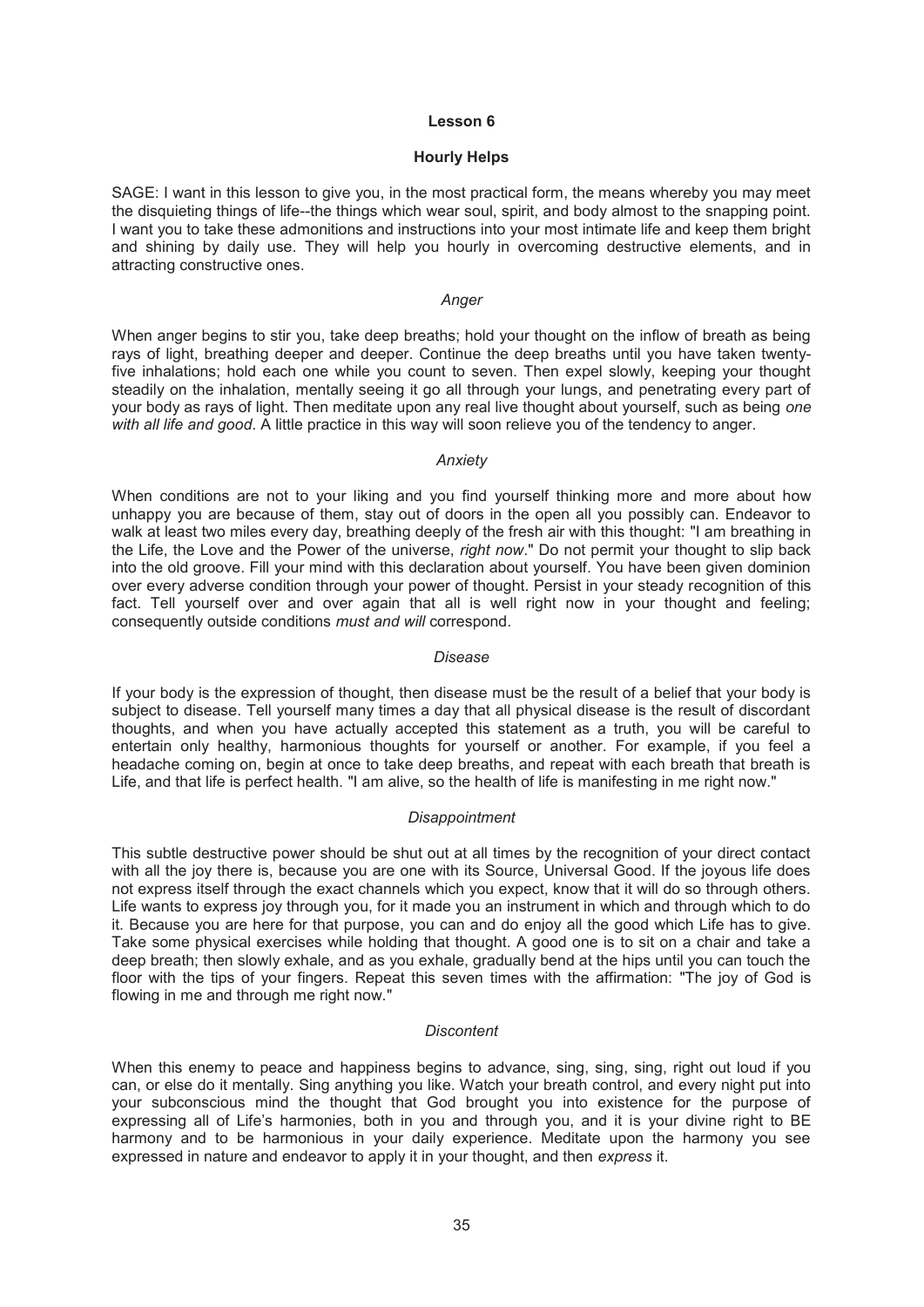## Lesson 6

### Hourly Helps

SAGE: I want in this lesson to give you, in the most practical form, the means whereby you may meet the disquieting things of life--the things which wear soul, spirit, and body almost to the snapping point. I want you to take these admonitions and instructions into your most intimate life and keep them bright and shining by daily use. They will help you hourly in overcoming destructive elements, and in attracting constructive ones.

#### *Anger*

When anger begins to stir you, take deep breaths; hold your thought on the inflow of breath as being rays of light, breathing deeper and deeper. Continue the deep breaths until you have taken twenty-five inhalations; hold each one while you count to seven. Then expel slowly, keeping your thought steadily on the inhalation, mentally seeing it go all through your lungs, and penetrating every part of your body as rays of light. Then meditate upon any real live thought about yourself, such as being *one with all life and good*. A little practice in this way will soon relieve you of the tendency to anger.

#### *Anxiety*

When conditions are not to your liking and you find yourself thinking more and more about how unhappy you are because of them, stay out of doors in the open all you possibly can. Endeavor to walk at least two miles every day, breathing deeply of the fresh air with this thought: "I am breathing in the Life, the Love and the Power of the universe, *right now*." Do not permit your thought to slip back into the old groove. Fill your mind with this declaration about yourself. You have been given dominion over every adverse condition through your power of thought. Persist in your steady recognition of this fact. Tell yourself over and over again that all is well right now in your thought and feeling; consequently outside conditions *must and will* correspond.

#### *Disease*

If your body is the expression of thought, then disease must be the result of a belief that your body is subject to disease. Tell yourself many times a day that all physical disease is the result of discordant thoughts, and when you have actually accepted this statement as a truth, you will be careful to entertain only healthy, harmonious thoughts for yourself or another. For example, if you feel a headache coming on, begin at once to take deep breaths, and repeat with each breath that breath is Life, and that life is perfect health. "I am alive, so the health of life is manifesting in me right now."

#### *Disappointment*

This subtle destructive power should be shut out at all times by the recognition of your direct contact with all the joy there is, because you are one with its Source, Universal Good. If the joyous life does not express itself through the exact channels which you expect, know that it will do so through others. Life wants to express joy through you, for it made you an instrument in which and through which to do it. Because you are here for that purpose, you can and do enjoy all the good which Life has to give. Take some physical exercises while holding that thought. A good one is to sit on a chair and take a deep breath; then slowly exhale, and as you exhale, gradually bend at the hips until you can touch the floor with the tips of your fingers. Repeat this seven times with the affirmation: "The joy of God is flowing in me and through me right now."

#### *Discontent*

When this enemy to peace and happiness begins to advance, sing, sing, sing, right out loud if you can, or else do it mentally. Sing anything you like. Watch your breath control, and every night put into your subconscious mind the thought that God brought you into existence for the purpose of expressing all of Life's harmonies, both in you and through you, and it is your divine right to BE harmony and to be harmonious in your daily experience. Meditate upon the harmony you see expressed in nature and endeavor to apply it in your thought, and then *express* it.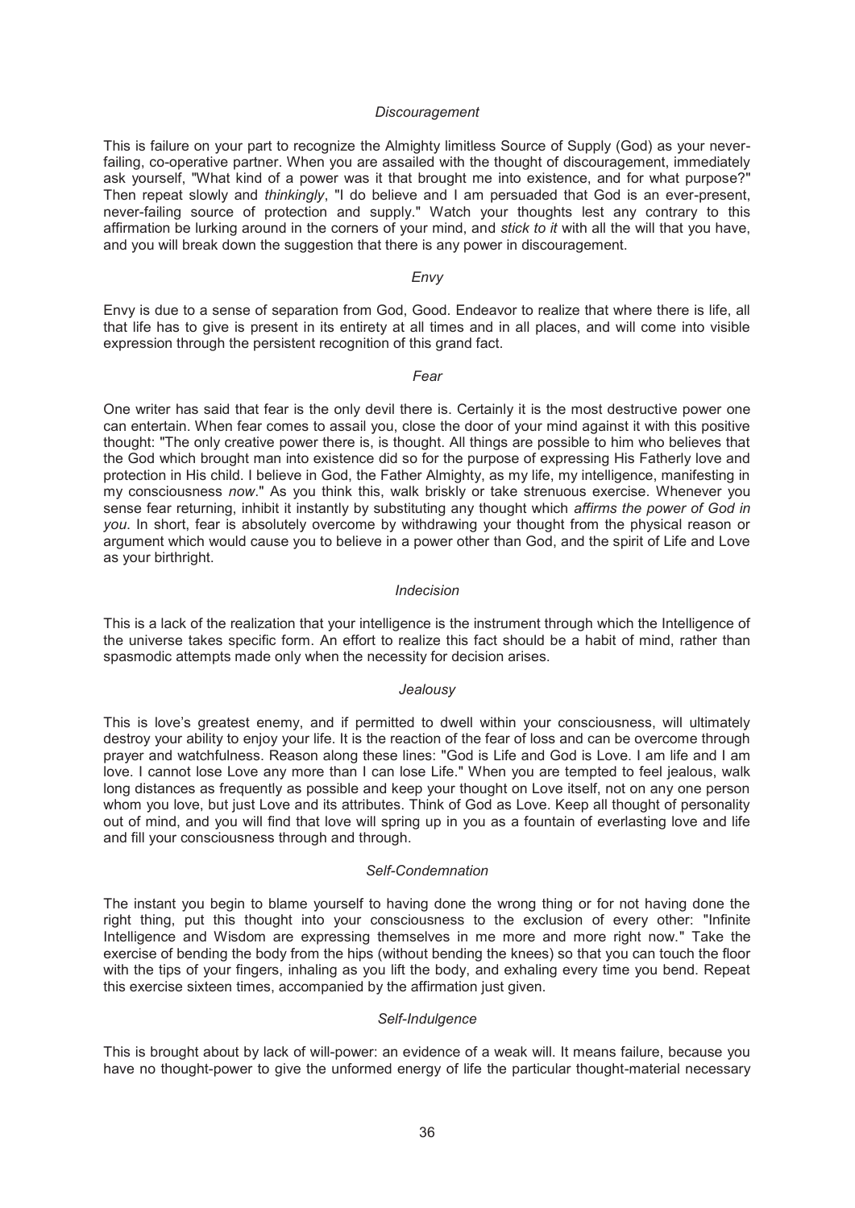### *Discouragement*

This is failure on your part to recognize the Almighty limitless Source of Supply (God) as your never-failing, co-operative partner. When you are assailed with the thought of discouragement, immediately ask yourself, "What kind of a power was it that brought me into existence, and for what purpose?" Then repeat slowly and *thinkingly*, "I do believe and I am persuaded that God is an ever-present, never-failing source of protection and supply." Watch your thoughts lest any contrary to this affirmation be lurking around in the corners of your mind, and *stick to it* with all the will that you have, and you will break down the suggestion that there is any power in discouragement.

### *Envy*

Envy is due to a sense of separation from God, Good. Endeavor to realize that where there is life, all that life has to give is present in its entirety at all times and in all places, and will come into visible expression through the persistent recognition of this grand fact.

### *Fear*

One writer has said that fear is the only devil there is. Certainly it is the most destructive power one can entertain. When fear comes to assail you, close the door of your mind against it with this positive thought: "The only creative power there is, is thought. All things are possible to him who believes that the God which brought man into existence did so for the purpose of expressing His Fatherly love and protection in His child. I believe in God, the Father Almighty, as my life, my intelligence, manifesting in my consciousness *now*." As you think this, walk briskly or take strenuous exercise. Whenever you sense fear returning, inhibit it instantly by substituting any thought which *affirms the power of God in you*. In short, fear is absolutely overcome by withdrawing your thought from the physical reason or argument which would cause you to believe in a power other than God, and the spirit of Life and Love as your birthright.

### *Indecision*

This is a lack of the realization that your intelligence is the instrument through which the Intelligence of the universe takes specific form. An effort to realize this fact should be a habit of mind, rather than spasmodic attempts made only when the necessity for decision arises.

### *Jealousy*

This is love's greatest enemy, and if permitted to dwell within your consciousness, will ultimately destroy your ability to enjoy your life. It is the reaction of the fear of loss and can be overcome through prayer and watchfulness. Reason along these lines: "God is Life and God is Love. I am life and I am love. I cannot lose Love any more than I can lose Life." When you are tempted to feel jealous, walk long distances as frequently as possible and keep your thought on Love itself, not on any one person whom you love, but just Love and its attributes. Think of God as Love. Keep all thought of personality out of mind, and you will find that love will spring up in you as a fountain of everlasting love and life and fill your consciousness through and through.

### *Self-Condemnation*

The instant you begin to blame yourself to having done the wrong thing or for not having done the right thing, put this thought into your consciousness to the exclusion of every other: "Infinite Intelligence and Wisdom are expressing themselves in me more and more right now." Take the exercise of bending the body from the hips (without bending the knees) so that you can touch the floor with the tips of your fingers, inhaling as you lift the body, and exhaling every time you bend. Repeat this exercise sixteen times, accompanied by the affirmation just given.

### *Self-Indulgence*

This is brought about by lack of will-power: an evidence of a weak will. It means failure, because you have no thought-power to give the unformed energy of life the particular thought-material necessary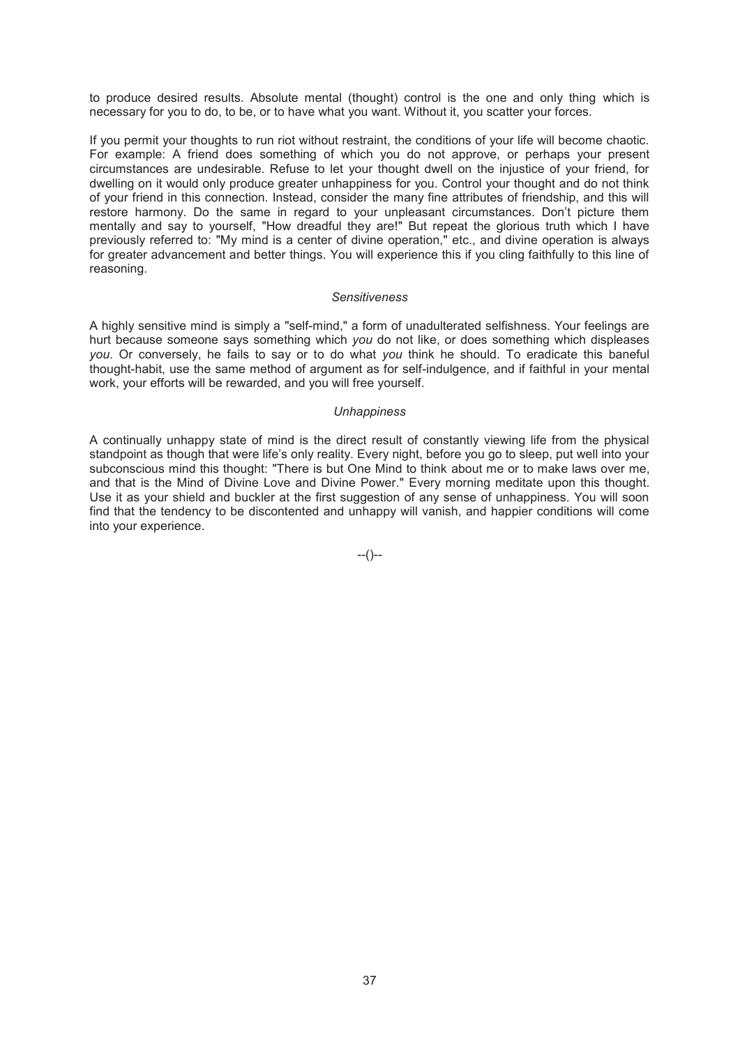to produce desired results. Absolute mental (thought) control is the one and only thing which is necessary for you to do, to be, or to have what you want. Without it, you scatter your forces.

If you permit your thoughts to run riot without restraint, the conditions of your life will become chaotic. For example: A friend does something of which you do not approve, or perhaps your present circumstances are undesirable. Refuse to let your thought dwell on the injustice of your friend, for dwelling on it would only produce greater unhappiness for you. Control your thought and do not think of your friend in this connection. Instead, consider the many fine attributes of friendship, and this will restore harmony. Do the same in regard to your unpleasant circumstances. Don't picture them mentally and say to yourself, "How dreadful they are!" But repeat the glorious truth which I have previously referred to: "My mind is a center of divine operation," etc., and divine operation is always for greater advancement and better things. You will experience this if you cling faithfully to this line of reasoning.

### *Sensitiveness*

A highly sensitive mind is simply a "self-mind," a form of unadulterated selfishness. Your feelings are hurt because someone says something which *you* do not like, or does something which displeases *you*. Or conversely, he fails to say or to do what *you* think he should. To eradicate this baneful thought-habit, use the same method of argument as for self-indulgence, and if faithful in your mental work, your efforts will be rewarded, and you will free yourself.

### *Unhappiness*

A continually unhappy state of mind is the direct result of constantly viewing life from the physical standpoint as though that were life's only reality. Every night, before you go to sleep, put well into your subconscious mind this thought: "There is but One Mind to think about me or to make laws over me, and that is the Mind of Divine Love and Divine Power." Every morning meditate upon this thought. Use it as your shield and buckler at the first suggestion of any sense of unhappiness. You will soon find that the tendency to be discontented and unhappy will vanish, and happier conditions will come into your experience.

--()--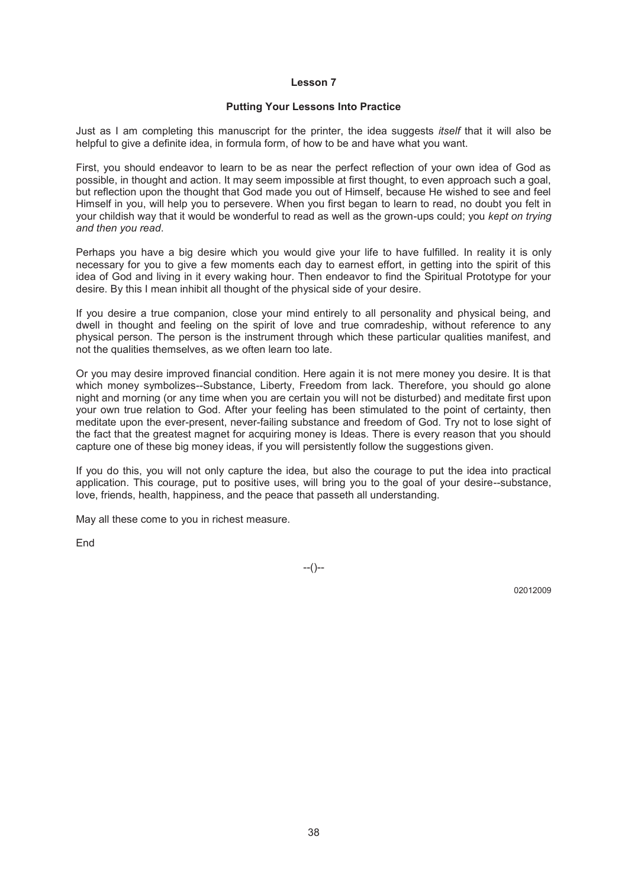## Lesson 7

### Putting Your Lessons Into Practice

Just as I am completing this manuscript for the printer, the idea suggests *itself* that it will also be helpful to give a definite idea, in formula form, of how to be and have what you want.

First, you should endeavor to learn to be as near the perfect reflection of your own idea of God as possible, in thought and action. It may seem impossible at first thought, to even approach such a goal, but reflection upon the thought that God made you out of Himself, because He wished to see and feel Himself in you, will help you to persevere. When you first began to learn to read, no doubt you felt in your childish way that it would be wonderful to read as well as the grown-ups could; you *kept on trying and then you read*.

Perhaps you have a big desire which you would give your life to have fulfilled. In reality it is only necessary for you to give a few moments each day to earnest effort, in getting into the spirit of this idea of God and living in it every waking hour. Then endeavor to find the Spiritual Prototype for your desire. By this I mean inhibit all thought of the physical side of your desire.

If you desire a true companion, close your mind entirely to all personality and physical being, and dwell in thought and feeling on the spirit of love and true comradeship, without reference to any physical person. The person is the instrument through which these particular qualities manifest, and not the qualities themselves, as we often learn too late.

Or you may desire improved financial condition. Here again it is not mere money you desire. It is that which money symbolizes--Substance, Liberty, Freedom from lack. Therefore, you should go alone night and morning (or any time when you are certain you will not be disturbed) and meditate first upon your own true relation to God. After your feeling has been stimulated to the point of certainty, then meditate upon the ever-present, never-failing substance and freedom of God. Try not to lose sight of the fact that the greatest magnet for acquiring money is Ideas. There is every reason that you should capture one of these big money ideas, if you will persistently follow the suggestions given.

If you do this, you will not only capture the idea, but also the courage to put the idea into practical application. This courage, put to positive uses, will bring you to the goal of your desire--substance, love, friends, health, happiness, and the peace that passeth all understanding.

May all these come to you in richest measure.

End

--()--

02012009